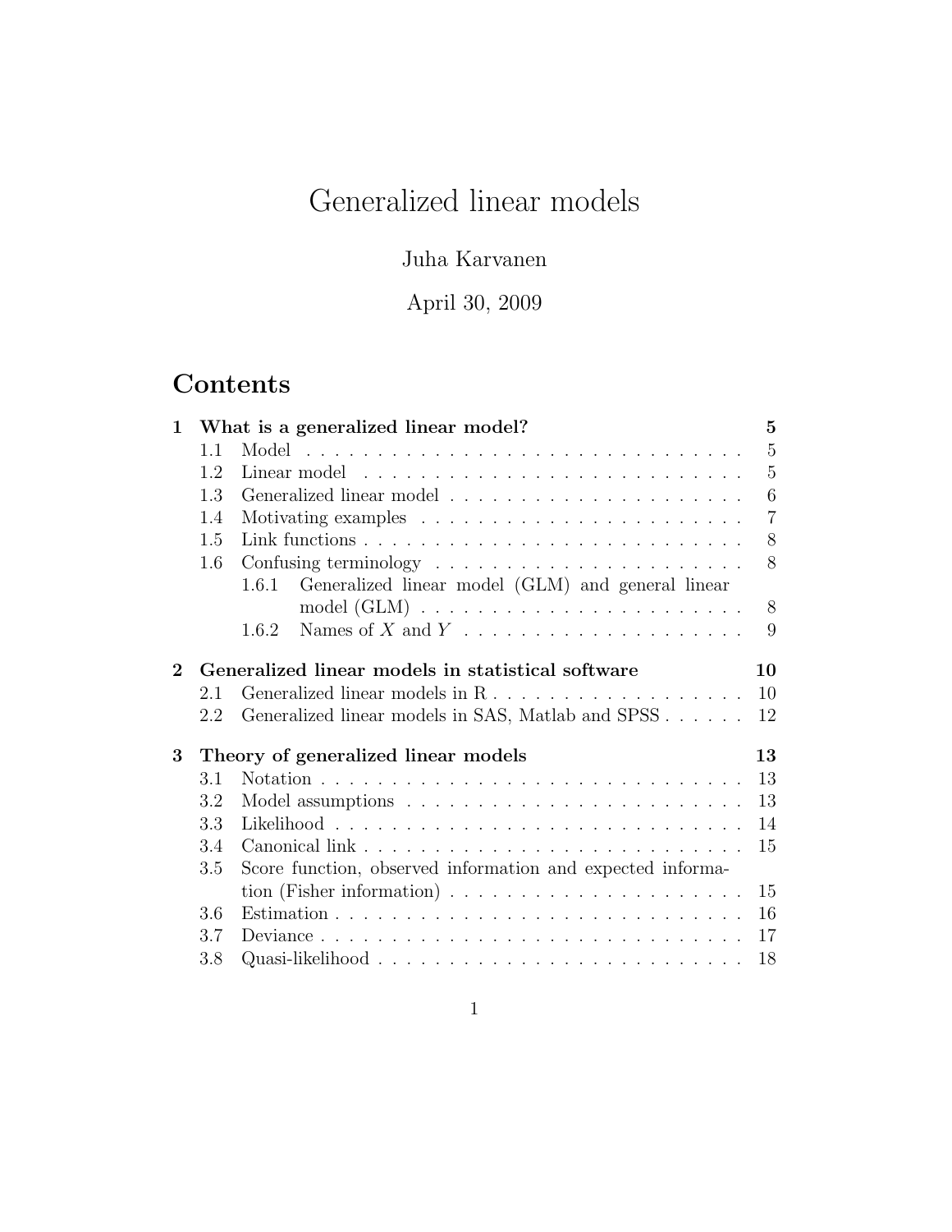# Generalized linear models

Juha Karvanen

April 30, 2009

## Contents

**1 What is a generalized linear model? 5**

- 1.1 Model . . . . . . . . . . . . . . . . . . . . . . . . . . . . . . 5
- 1.2 Linear model . . . . . . . . . . . . . . . . . . . . . . . . . . 5
- 1.3 Generalized linear model . . . . . . . . . . . . . . . . . . . . 6
- 1.4 Motivating examples . . . . . . . . . . . . . . . . . . . . . . 7
- 1.5 Link functions . . . . . . . . . . . . . . . . . . . . . . . . . . 8
- 1.6 Confusing terminology . . . . . . . . . . . . . . . . . . . . . 8
  - 1.6.1 Generalized linear model (GLM) and general linear model (GLM) . . . . . . . . . . . . . . . . . . . . . . . 8
  - 1.6.2 Names of $X$ and $Y$ . . . . . . . . . . . . . . . . . . . 9

**2 Generalized linear models in statistical software 10**

- 2.1 Generalized linear models in R . . . . . . . . . . . . . . . . . . 10
- 2.2 Generalized linear models in SAS, Matlab and SPSS . . . . . . 12

**3 Theory of generalized linear models 13**

- 3.1 Notation . . . . . . . . . . . . . . . . . . . . . . . . . . . . . 13
- 3.2 Model assumptions . . . . . . . . . . . . . . . . . . . . . . . 13
- 3.3 Likelihood . . . . . . . . . . . . . . . . . . . . . . . . . . . . 14
- 3.4 Canonical link . . . . . . . . . . . . . . . . . . . . . . . . . . 15
- 3.5 Score function, observed information and expected information (Fisher information) . . . . . . . . . . . . . . . . . . . . . 15
- 3.6 Estimation . . . . . . . . . . . . . . . . . . . . . . . . . . . . 16
- 3.7 Deviance . . . . . . . . . . . . . . . . . . . . . . . . . . . . . 17
- 3.8 Quasi-likelihood . . . . . . . . . . . . . . . . . . . . . . . . . 18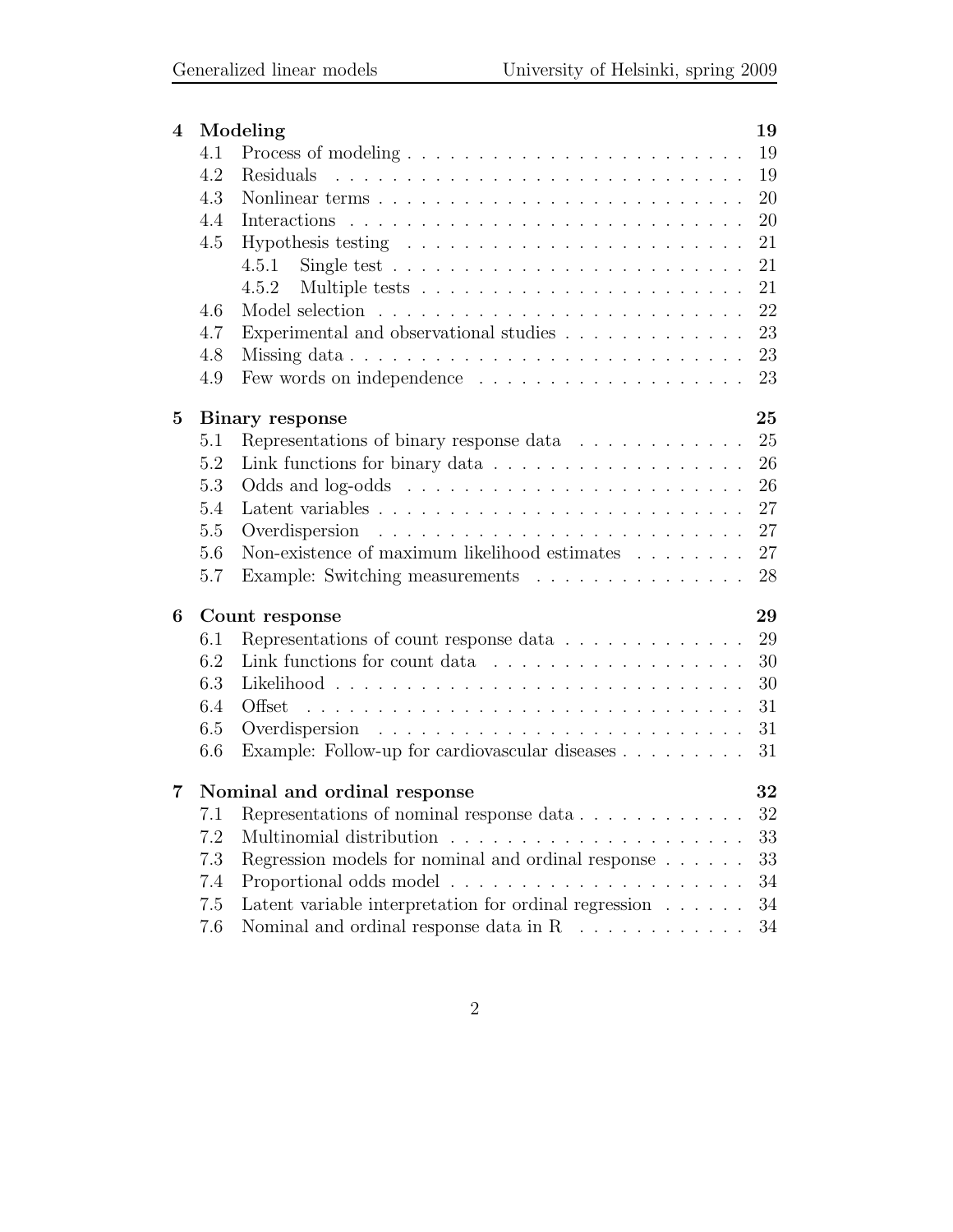| | | |
|---|---|---|
| **4** | **Modeling** | **19** |
| 4.1 | Process of modeling | 19 |
| 4.2 | Residuals | 19 |
| 4.3 | Nonlinear terms | 20 |
| 4.4 | Interactions | 20 |
| 4.5 | Hypothesis testing | 21 |
| 4.5.1 | Single test | 21 |
| 4.5.2 | Multiple tests | 21 |
| 4.6 | Model selection | 22 |
| 4.7 | Experimental and observational studies | 23 |
| 4.8 | Missing data | 23 |
| 4.9 | Few words on independence | 23 |
| **5** | **Binary response** | **25** |
| 5.1 | Representations of binary response data | 25 |
| 5.2 | Link functions for binary data | 26 |
| 5.3 | Odds and log-odds | 26 |
| 5.4 | Latent variables | 27 |
| 5.5 | Overdispersion | 27 |
| 5.6 | Non-existence of maximum likelihood estimates | 27 |
| 5.7 | Example: Switching measurements | 28 |
| **6** | **Count response** | **29** |
| 6.1 | Representations of count response data | 29 |
| 6.2 | Link functions for count data | 30 |
| 6.3 | Likelihood | 30 |
| 6.4 | Offset | 31 |
| 6.5 | Overdispersion | 31 |
| 6.6 | Example: Follow-up for cardiovascular diseases | 31 |
| **7** | **Nominal and ordinal response** | **32** |
| 7.1 | Representations of nominal response data | 32 |
| 7.2 | Multinomial distribution | 33 |
| 7.3 | Regression models for nominal and ordinal response | 33 |
| 7.4 | Proportional odds model | 34 |
| 7.5 | Latent variable interpretation for ordinal regression | 34 |
| 7.6 | Nominal and ordinal response data in R | 34 |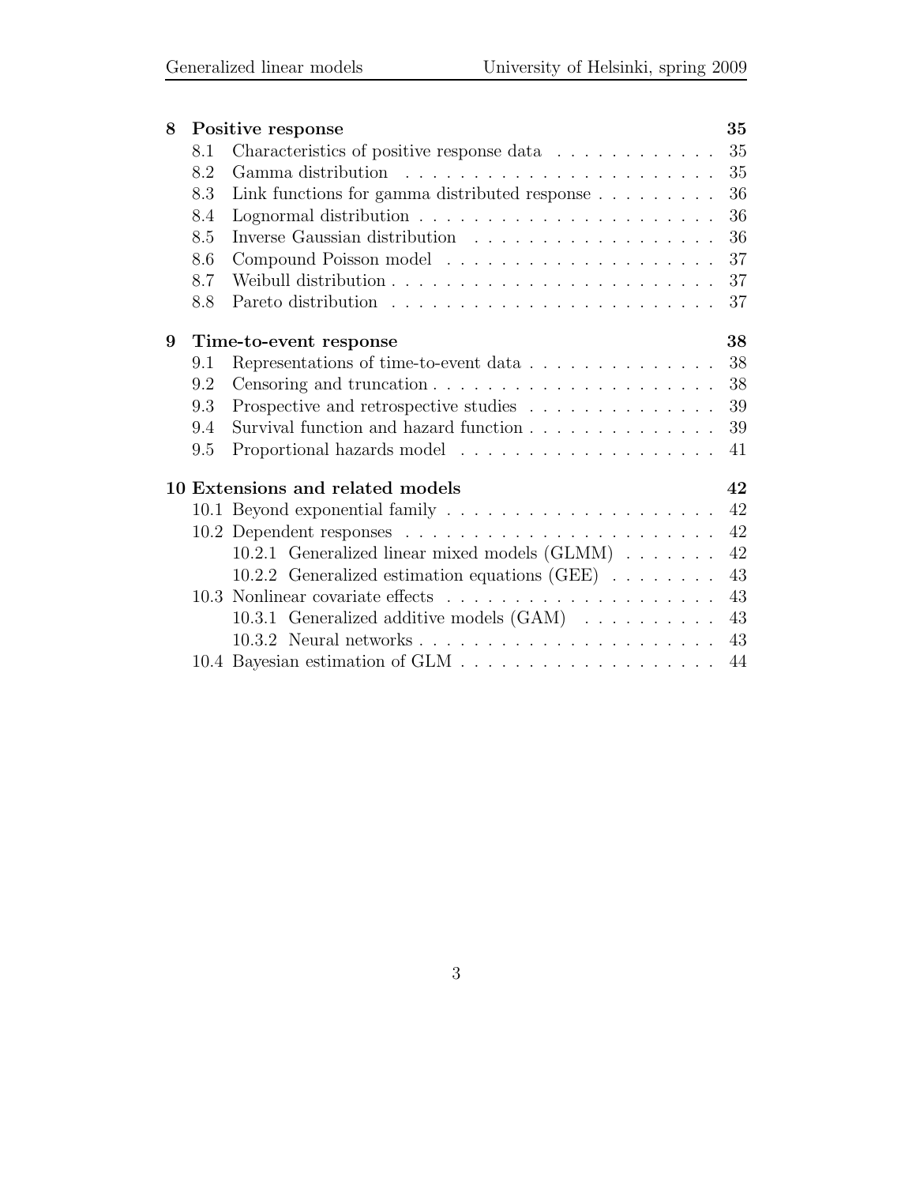**8 Positive response** 35

- 8.1 Characteristics of positive response data . . . . . . . . . . . . 35
- 8.2 Gamma distribution . . . . . . . . . . . . . . . . . . . . . . . 35
- 8.3 Link functions for gamma distributed response . . . . . . . . . 36
- 8.4 Lognormal distribution . . . . . . . . . . . . . . . . . . . . . . 36
- 8.5 Inverse Gaussian distribution . . . . . . . . . . . . . . . . . . 36
- 8.6 Compound Poisson model . . . . . . . . . . . . . . . . . . . . 37
- 8.7 Weibull distribution . . . . . . . . . . . . . . . . . . . . . . . . 37
- 8.8 Pareto distribution . . . . . . . . . . . . . . . . . . . . . . . . 37

**9 Time-to-event response** 38

- 9.1 Representations of time-to-event data . . . . . . . . . . . . . . 38
- 9.2 Censoring and truncation . . . . . . . . . . . . . . . . . . . . . 38
- 9.3 Prospective and retrospective studies . . . . . . . . . . . . . . 39
- 9.4 Survival function and hazard function . . . . . . . . . . . . . . 39
- 9.5 Proportional hazards model . . . . . . . . . . . . . . . . . . . 41

**10 Extensions and related models** 42

- 10.1 Beyond exponential family . . . . . . . . . . . . . . . . . . . . 42
- 10.2 Dependent responses . . . . . . . . . . . . . . . . . . . . . . . 42
  - 10.2.1 Generalized linear mixed models (GLMM) . . . . . . . 42
  - 10.2.2 Generalized estimation equations (GEE) . . . . . . . . 43
- 10.3 Nonlinear covariate effects . . . . . . . . . . . . . . . . . . . . 43
  - 10.3.1 Generalized additive models (GAM) . . . . . . . . . . 43
  - 10.3.2 Neural networks . . . . . . . . . . . . . . . . . . . . . . 43
- 10.4 Bayesian estimation of GLM . . . . . . . . . . . . . . . . . . . 44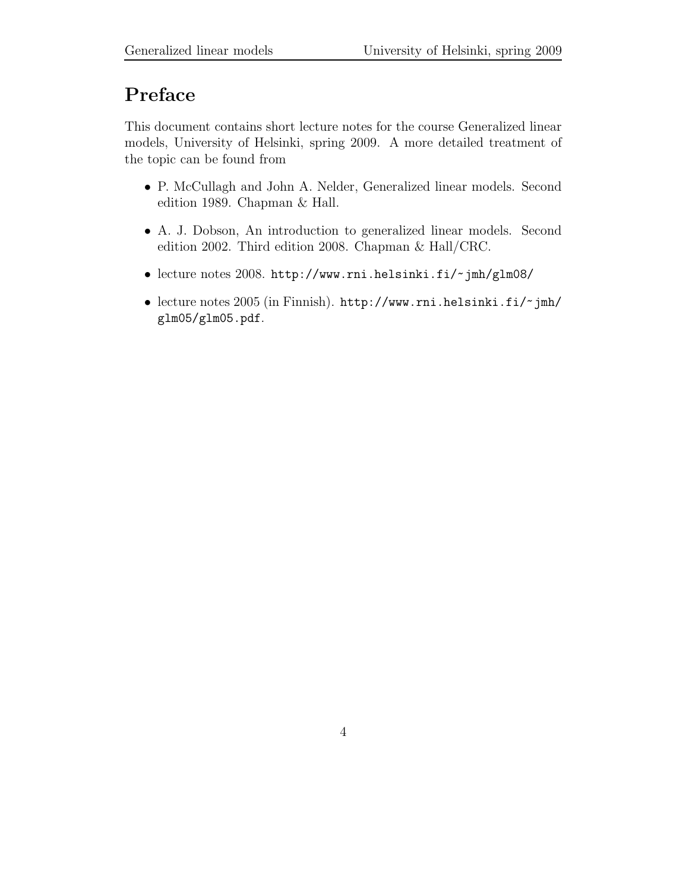# Preface

This document contains short lecture notes for the course Generalized linear models, University of Helsinki, spring 2009. A more detailed treatment of the topic can be found from

- P. McCullagh and John A. Nelder, Generalized linear models. Second edition 1989. Chapman & Hall.
- A. J. Dobson, An introduction to generalized linear models. Second edition 2002. Third edition 2008. Chapman & Hall/CRC.
- lecture notes 2008. `http://www.rni.helsinki.fi/~jmh/glm08/`
- lecture notes 2005 (in Finnish). `http://www.rni.helsinki.fi/~jmh/glm05/glm05.pdf`.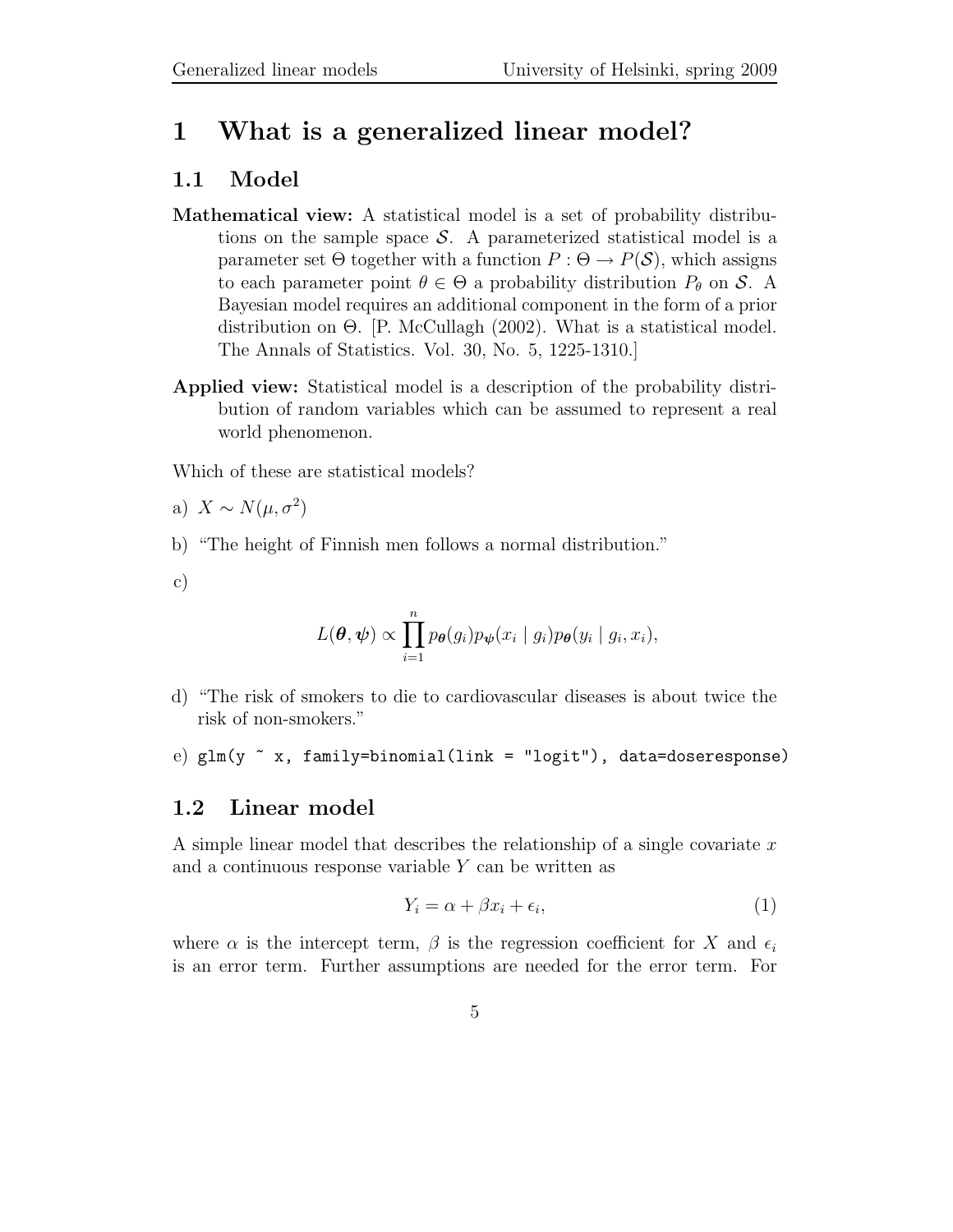# 1 What is a generalized linear model?

## 1.1 Model

**Mathematical view:** A statistical model is a set of probability distributions on the sample space $\mathcal{S}$. A parameterized statistical model is a parameter set $\Theta$ together with a function $P : \Theta \rightarrow P(\mathcal{S})$, which assigns to each parameter point $\theta \in \Theta$ a probability distribution $P_\theta$ on $\mathcal{S}$. A Bayesian model requires an additional component in the form of a prior distribution on $\Theta$. [P. McCullagh (2002). What is a statistical model. The Annals of Statistics. Vol. 30, No. 5, 1225-1310.]

**Applied view:** Statistical model is a description of the probability distribution of random variables which can be assumed to represent a real world phenomenon.

Which of these are statistical models?

a) $X \sim N(\mu, \sigma^2)$

b) "The height of Finnish men follows a normal distribution."

c)

$$L(\boldsymbol{\theta}, \boldsymbol{\psi}) \propto \prod_{i=1}^{n} p_{\boldsymbol{\theta}}(g_i) p_{\boldsymbol{\psi}}(x_i \mid g_i) p_{\boldsymbol{\theta}}(y_i \mid g_i, x_i),$$

d) "The risk of smokers to die to cardiovascular diseases is about twice the risk of non-smokers."

e) `glm(y ~ x, family=binomial(link = "logit"), data=doseresponse)`

## 1.2 Linear model

A simple linear model that describes the relationship of a single covariate $x$ and a continuous response variable $Y$ can be written as

$$Y_i = \alpha + \beta x_i + \epsilon_i, \tag{1}$$

where $\alpha$ is the intercept term, $\beta$ is the regression coefficient for $X$ and $\epsilon_i$ is an error term. Further assumptions are needed for the error term. For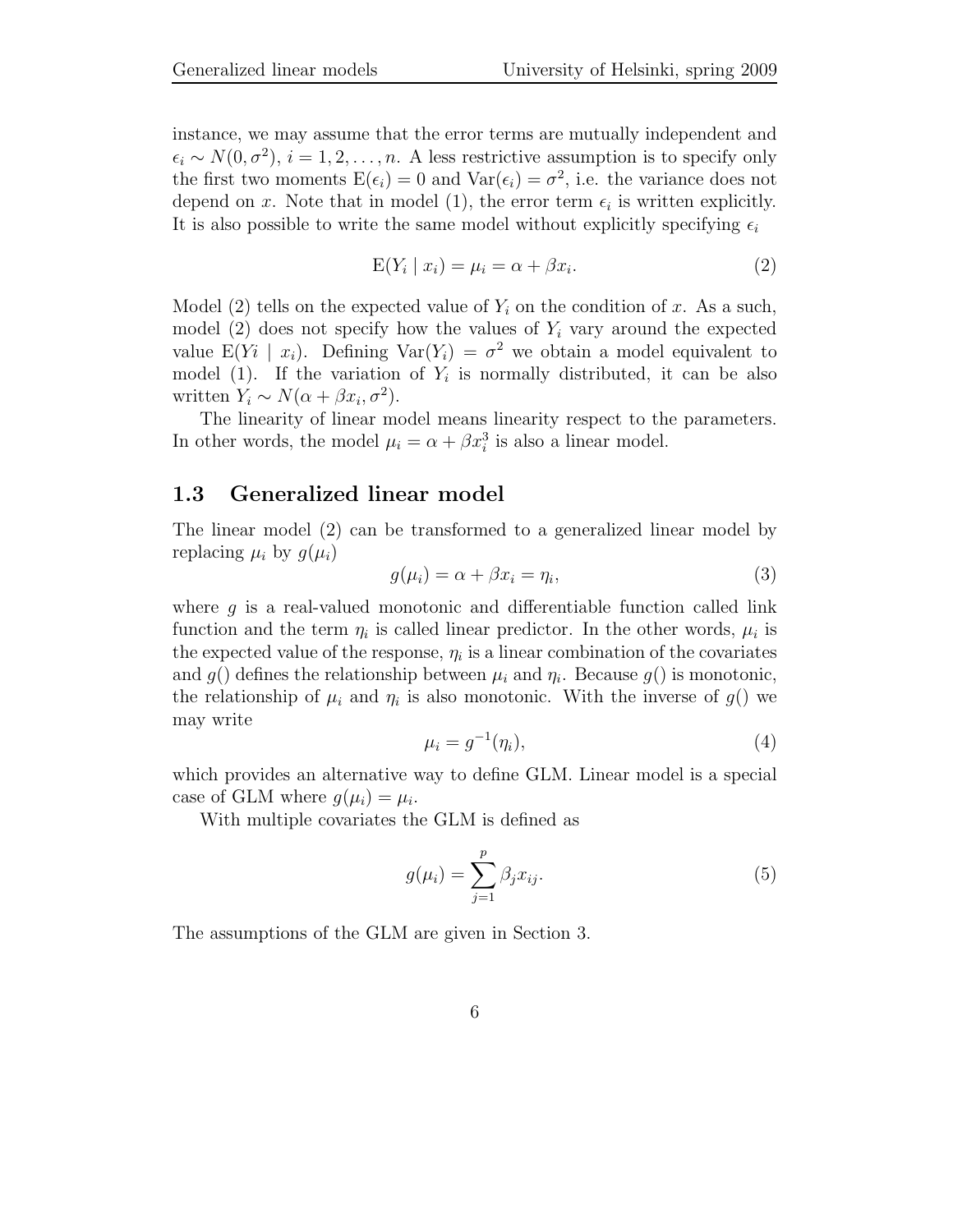instance, we may assume that the error terms are mutually independent and $\epsilon_i \sim N(0, \sigma^2)$, $i = 1, 2, \ldots, n$. A less restrictive assumption is to specify only the first two moments $\mathrm{E}(\epsilon_i) = 0$ and $\mathrm{Var}(\epsilon_i) = \sigma^2$, i.e. the variance does not depend on $x$. Note that in model (1), the error term $\epsilon_i$ is written explicitly. It is also possible to write the same model without explicitly specifying $\epsilon_i$

$$\mathrm{E}(Y_i \mid x_i) = \mu_i = \alpha + \beta x_i. \tag{2}$$

Model (2) tells on the expected value of $Y_i$ on the condition of $x$. As a such, model (2) does not specify how the values of $Y_i$ vary around the expected value $\mathrm{E}(Yi \mid x_i)$. Defining $\mathrm{Var}(Y_i) = \sigma^2$ we obtain a model equivalent to model (1). If the variation of $Y_i$ is normally distributed, it can be also written $Y_i \sim N(\alpha + \beta x_i, \sigma^2)$.

The linearity of linear model means linearity respect to the parameters. In other words, the model $\mu_i = \alpha + \beta x_i^3$ is also a linear model.

## 1.3 Generalized linear model

The linear model (2) can be transformed to a generalized linear model by replacing $\mu_i$ by $g(\mu_i)$

$$g(\mu_i) = \alpha + \beta x_i = \eta_i, \tag{3}$$

where $g$ is a real-valued monotonic and differentiable function called link function and the term $\eta_i$ is called linear predictor. In the other words, $\mu_i$ is the expected value of the response, $\eta_i$ is a linear combination of the covariates and $g()$ defines the relationship between $\mu_i$ and $\eta_i$. Because $g()$ is monotonic, the relationship of $\mu_i$ and $\eta_i$ is also monotonic. With the inverse of $g()$ we may write

$$\mu_i = g^{-1}(\eta_i), \tag{4}$$

which provides an alternative way to define GLM. Linear model is a special case of GLM where $g(\mu_i) = \mu_i$.

With multiple covariates the GLM is defined as

$$g(\mu_i) = \sum_{j=1}^{p} \beta_j x_{ij}. \tag{5}$$

The assumptions of the GLM are given in Section 3.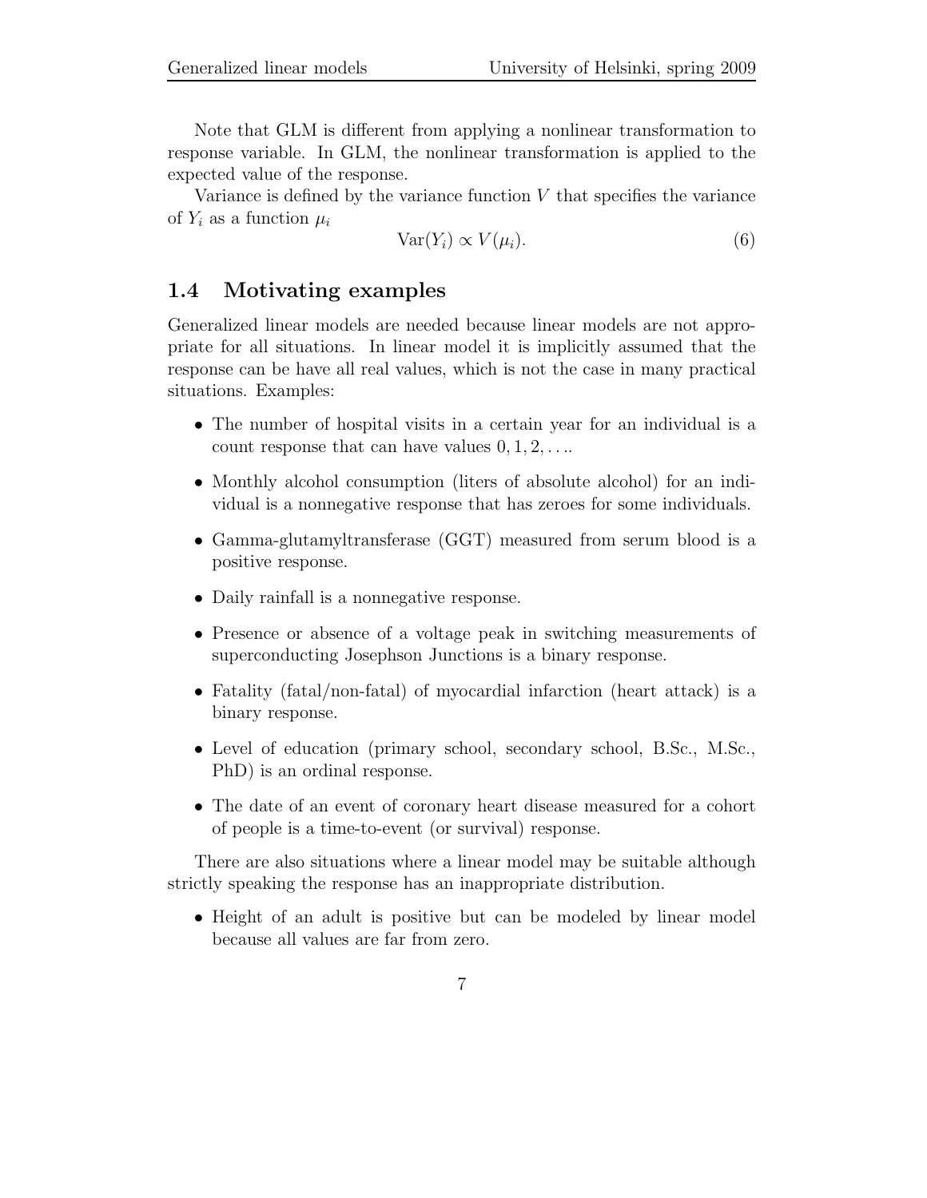Note that GLM is different from applying a nonlinear transformation to response variable. In GLM, the nonlinear transformation is applied to the expected value of the response.

Variance is defined by the variance function $V$ that specifies the variance of $Y_i$ as a function $\mu_i$

$$\mathrm{Var}(Y_i) \propto V(\mu_i). \tag{6}$$

## 1.4 Motivating examples

Generalized linear models are needed because linear models are not appropriate for all situations. In linear model it is implicitly assumed that the response can be have all real values, which is not the case in many practical situations. Examples:

- The number of hospital visits in a certain year for an individual is a count response that can have values $0, 1, 2, \ldots$.
- Monthly alcohol consumption (liters of absolute alcohol) for an individual is a nonnegative response that has zeroes for some individuals.
- Gamma-glutamyltransferase (GGT) measured from serum blood is a positive response.
- Daily rainfall is a nonnegative response.
- Presence or absence of a voltage peak in switching measurements of superconducting Josephson Junctions is a binary response.
- Fatality (fatal/non-fatal) of myocardial infarction (heart attack) is a binary response.
- Level of education (primary school, secondary school, B.Sc., M.Sc., PhD) is an ordinal response.
- The date of an event of coronary heart disease measured for a cohort of people is a time-to-event (or survival) response.

There are also situations where a linear model may be suitable although strictly speaking the response has an inappropriate distribution.

- Height of an adult is positive but can be modeled by linear model because all values are far from zero.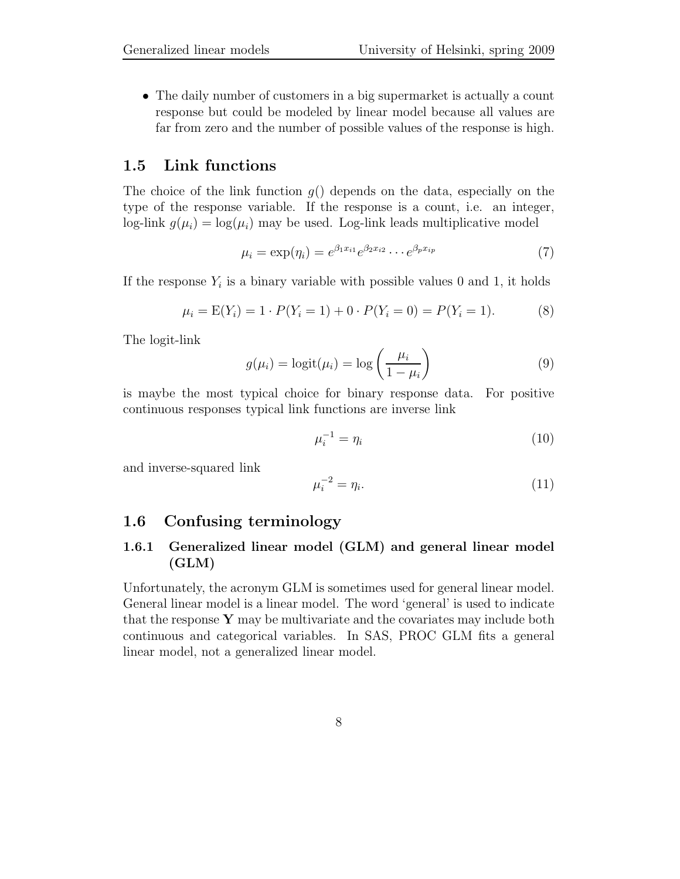- The daily number of customers in a big supermarket is actually a count response but could be modeled by linear model because all values are far from zero and the number of possible values of the response is high.

## 1.5 Link functions

The choice of the link function $g()$ depends on the data, especially on the type of the response variable. If the response is a count, i.e. an integer, log-link $g(\mu_i) = \log(\mu_i)$ may be used. Log-link leads multiplicative model

$$\mu_i = \exp(\eta_i) = e^{\beta_1 x_{i1}} e^{\beta_2 x_{i2}} \cdots e^{\beta_p x_{ip}} \tag{7}$$

If the response $Y_i$ is a binary variable with possible values 0 and 1, it holds

$$\mu_i = \mathrm{E}(Y_i) = 1 \cdot P(Y_i = 1) + 0 \cdot P(Y_i = 0) = P(Y_i = 1). \tag{8}$$

The logit-link

$$g(\mu_i) = \mathrm{logit}(\mu_i) = \log\left(\frac{\mu_i}{1 - \mu_i}\right) \tag{9}$$

is maybe the most typical choice for binary response data. For positive continuous responses typical link functions are inverse link

$$\mu_i^{-1} = \eta_i \tag{10}$$

and inverse-squared link

$$\mu_i^{-2} = \eta_i. \tag{11}$$

## 1.6 Confusing terminology

### 1.6.1 Generalized linear model (GLM) and general linear model (GLM)

Unfortunately, the acronym GLM is sometimes used for general linear model. General linear model is a linear model. The word 'general' is used to indicate that the response $\mathbf{Y}$ may be multivariate and the covariates may include both continuous and categorical variables. In SAS, PROC GLM fits a general linear model, not a generalized linear model.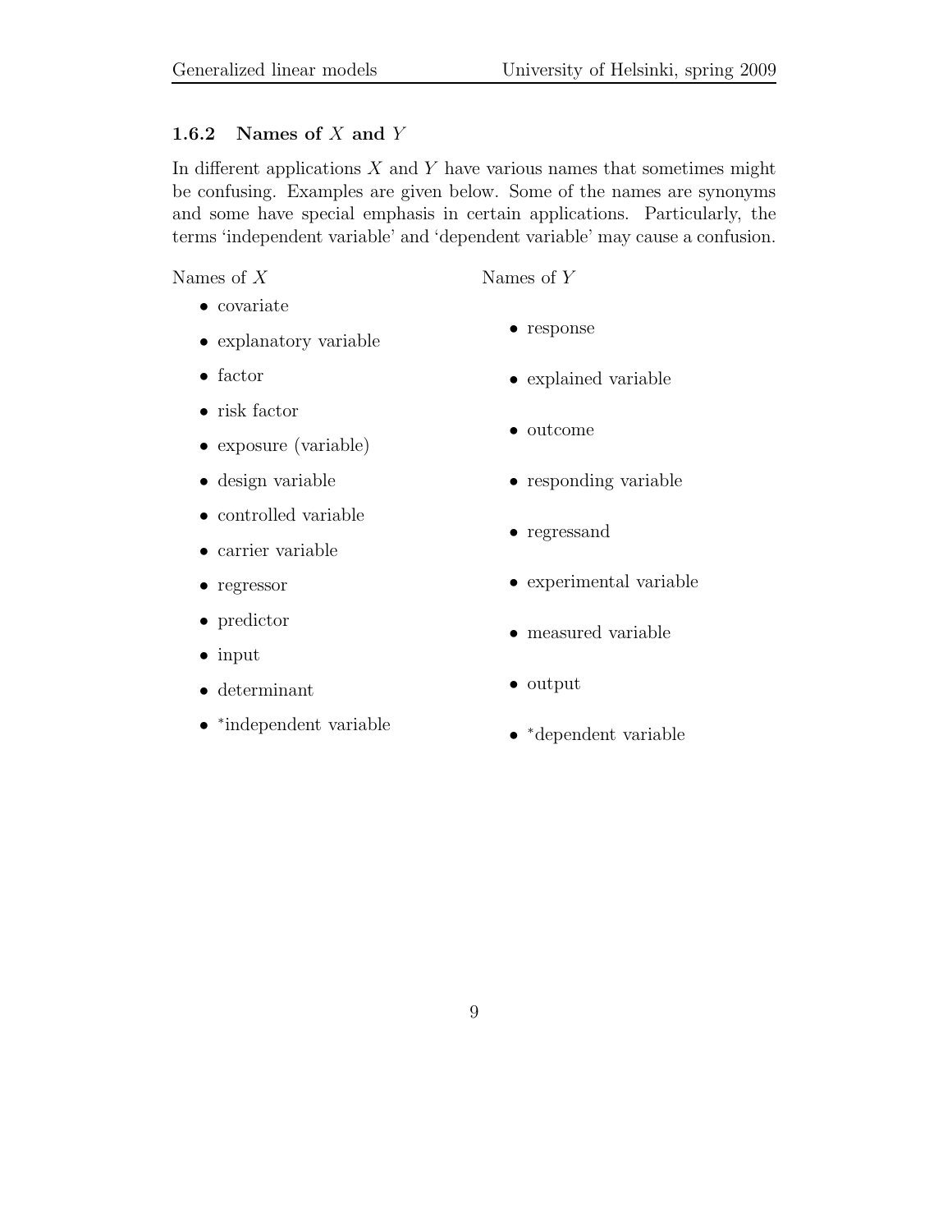### 1.6.2 Names of $X$ and $Y$

In different applications $X$ and $Y$ have various names that sometimes might be confusing. Examples are given below. Some of the names are synonyms and some have special emphasis in certain applications. Particularly, the terms 'independent variable' and 'dependent variable' may cause a confusion.

Names of $X$

- covariate
- explanatory variable
- factor
- risk factor
- exposure (variable)
- design variable
- controlled variable
- carrier variable
- regressor
- predictor
- input
- determinant
- *independent variable

Names of $Y$

- response
- explained variable
- outcome
- responding variable
- regressand
- experimental variable
- measured variable
- output
- *dependent variable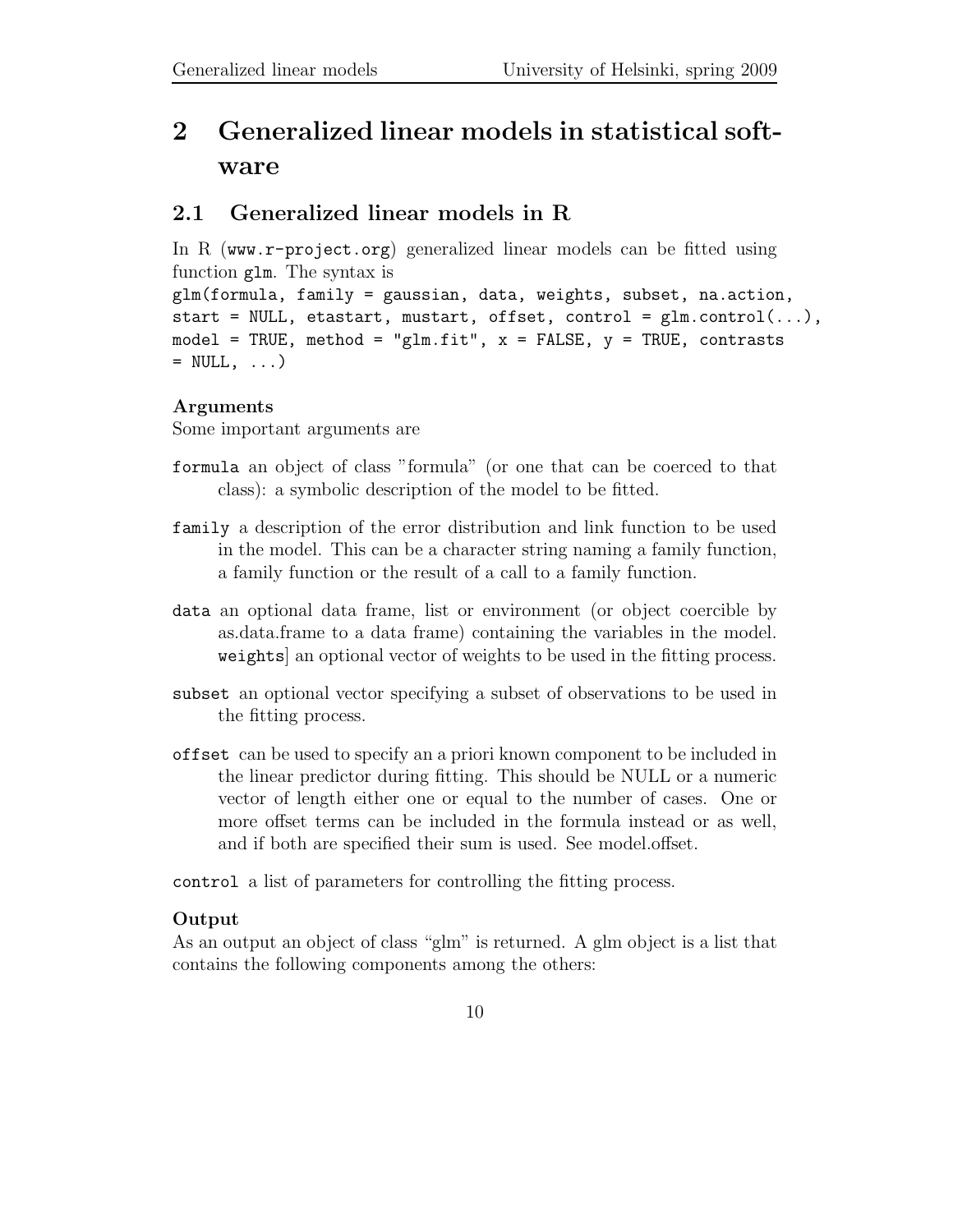# 2 Generalized linear models in statistical software

## 2.1 Generalized linear models in R

In R (`www.r-project.org`) generalized linear models can be fitted using function `glm`. The syntax is

```
glm(formula, family = gaussian, data, weights, subset, na.action,
start = NULL, etastart, mustart, offset, control = glm.control(...),
model = TRUE, method = "glm.fit", x = FALSE, y = TRUE, contrasts
= NULL, ...)
```

**Arguments**

Some important arguments are

`formula` an object of class "formula" (or one that can be coerced to that class): a symbolic description of the model to be fitted.

`family` a description of the error distribution and link function to be used in the model. This can be a character string naming a family function, a family function or the result of a call to a family function.

`data` an optional data frame, list or environment (or object coercible by as.data.frame to a data frame) containing the variables in the model. `weights`] an optional vector of weights to be used in the fitting process.

`subset` an optional vector specifying a subset of observations to be used in the fitting process.

`offset` can be used to specify an a priori known component to be included in the linear predictor during fitting. This should be NULL or a numeric vector of length either one or equal to the number of cases. One or more offset terms can be included in the formula instead or as well, and if both are specified their sum is used. See model.offset.

`control` a list of parameters for controlling the fitting process.

**Output**

As an output an object of class "glm" is returned. A glm object is a list that contains the following components among the others: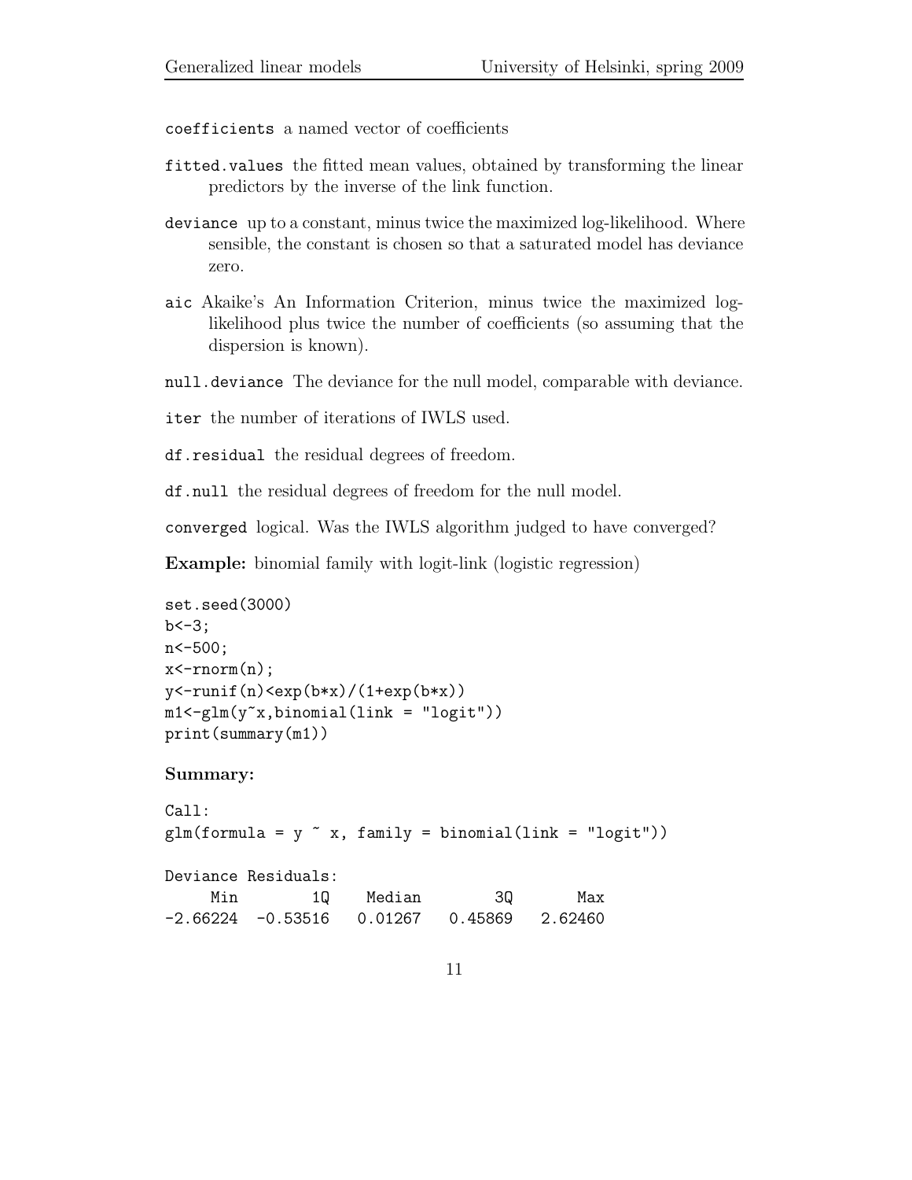`coefficients` a named vector of coefficients

`fitted.values` the fitted mean values, obtained by transforming the linear predictors by the inverse of the link function.

`deviance` up to a constant, minus twice the maximized log-likelihood. Where sensible, the constant is chosen so that a saturated model has deviance zero.

`aic` Akaike's An Information Criterion, minus twice the maximized log-likelihood plus twice the number of coefficients (so assuming that the dispersion is known).

`null.deviance` The deviance for the null model, comparable with deviance.

`iter` the number of iterations of IWLS used.

`df.residual` the residual degrees of freedom.

`df.null` the residual degrees of freedom for the null model.

`converged` logical. Was the IWLS algorithm judged to have converged?

**Example:** binomial family with logit-link (logistic regression)

```
set.seed(3000)
b<-3;
n<-500;
x<-rnorm(n);
y<-runif(n)<exp(b*x)/(1+exp(b*x))
m1<-glm(y~x,binomial(link = "logit"))
print(summary(m1))
```

**Summary:**

```
Call:
glm(formula = y ~ x, family = binomial(link = "logit"))

Deviance Residuals:
     Min        1Q    Median        3Q       Max
-2.66224  -0.53516   0.01267   0.45869   2.62460
```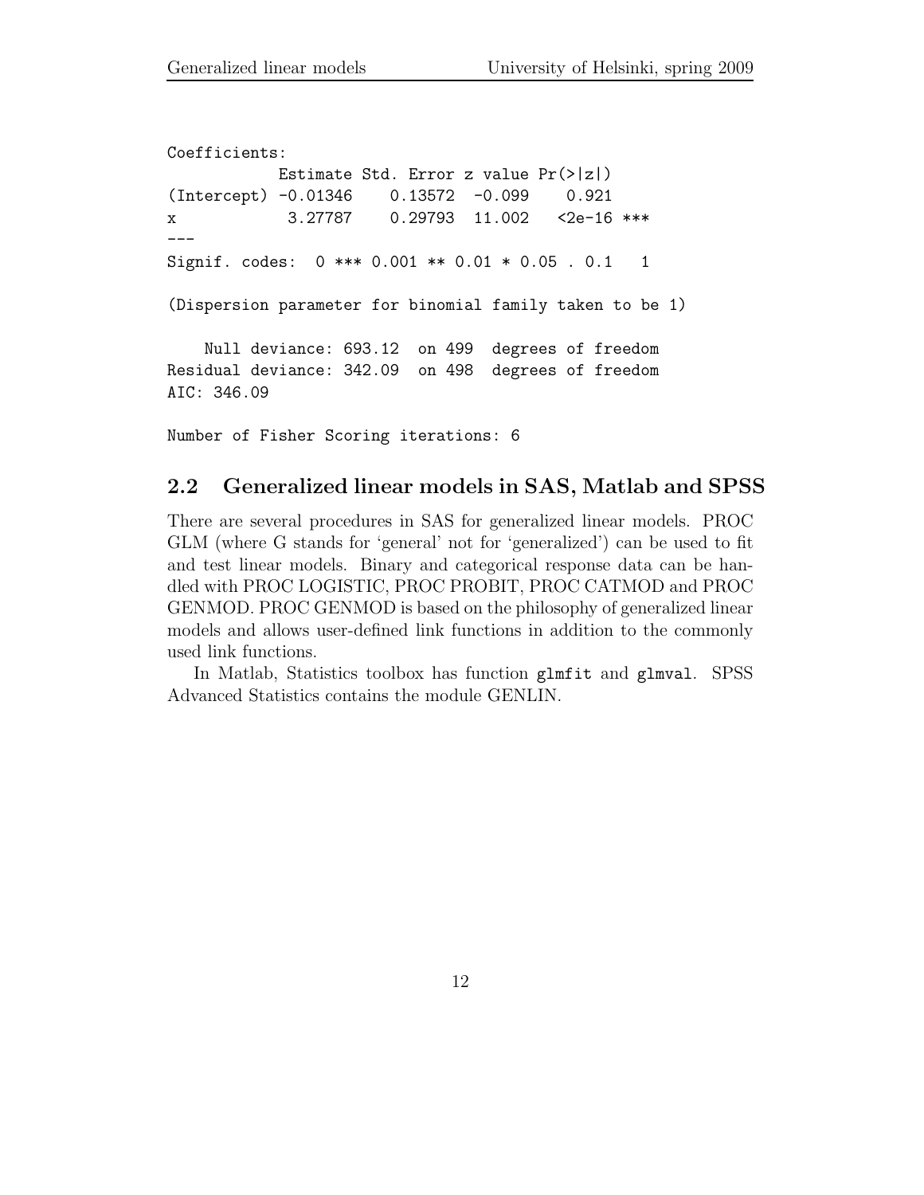```
Coefficients:
            Estimate Std. Error z value Pr(>|z|)
(Intercept) -0.01346    0.13572  -0.099    0.921
x            3.27787    0.29793  11.002   <2e-16 ***
---
Signif. codes:  0 *** 0.001 ** 0.01 * 0.05 . 0.1   1

(Dispersion parameter for binomial family taken to be 1)

    Null deviance: 693.12  on 499  degrees of freedom
Residual deviance: 342.09  on 498  degrees of freedom
AIC: 346.09

Number of Fisher Scoring iterations: 6
```

## 2.2 Generalized linear models in SAS, Matlab and SPSS

There are several procedures in SAS for generalized linear models. PROC GLM (where G stands for 'general' not for 'generalized') can be used to fit and test linear models. Binary and categorical response data can be handled with PROC LOGISTIC, PROC PROBIT, PROC CATMOD and PROC GENMOD. PROC GENMOD is based on the philosophy of generalized linear models and allows user-defined link functions in addition to the commonly used link functions.

In Matlab, Statistics toolbox has function `glmfit` and `glmval`. SPSS Advanced Statistics contains the module GENLIN.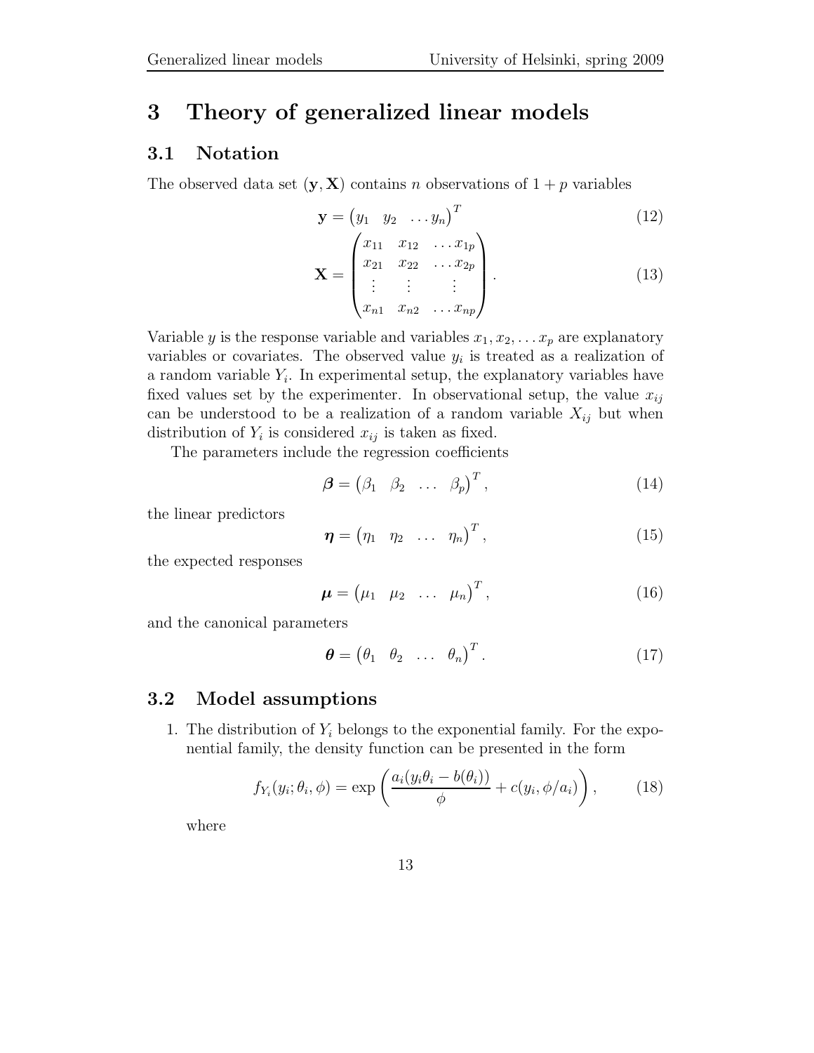# 3 Theory of generalized linear models

## 3.1 Notation

The observed data set $(\mathbf{y}, \mathbf{X})$ contains $n$ observations of $1 + p$ variables

$$\mathbf{y} = \begin{pmatrix} y_1 & y_2 & \dots y_n \end{pmatrix}^T \tag{12}$$

$$\mathbf{X} = \begin{pmatrix} x_{11} & x_{12} & \dots x_{1p} \\ x_{21} & x_{22} & \dots x_{2p} \\ \vdots & \vdots & \vdots \\ x_{n1} & x_{n2} & \dots x_{np} \end{pmatrix}. \tag{13}$$

Variable $y$ is the response variable and variables $x_1, x_2, \dots x_p$ are explanatory variables or covariates. The observed value $y_i$ is treated as a realization of a random variable $Y_i$. In experimental setup, the explanatory variables have fixed values set by the experimenter. In observational setup, the value $x_{ij}$ can be understood to be a realization of a random variable $X_{ij}$ but when distribution of $Y_i$ is considered $x_{ij}$ is taken as fixed.

The parameters include the regression coefficients

$$\boldsymbol{\beta} = \begin{pmatrix} \beta_1 & \beta_2 & \dots & \beta_p \end{pmatrix}^T, \tag{14}$$

the linear predictors

$$\boldsymbol{\eta} = \begin{pmatrix} \eta_1 & \eta_2 & \dots & \eta_n \end{pmatrix}^T, \tag{15}$$

the expected responses

$$\boldsymbol{\mu} = \begin{pmatrix} \mu_1 & \mu_2 & \dots & \mu_n \end{pmatrix}^T, \tag{16}$$

and the canonical parameters

$$\boldsymbol{\theta} = \begin{pmatrix} \theta_1 & \theta_2 & \dots & \theta_n \end{pmatrix}^T. \tag{17}$$

## 3.2 Model assumptions

1. The distribution of $Y_i$ belongs to the exponential family. For the exponential family, the density function can be presented in the form

$$f_{Y_i}(y_i; \theta_i, \phi) = \exp\left( \frac{a_i(y_i\theta_i - b(\theta_i))}{\phi} + c(y_i, \phi/a_i) \right), \tag{18}$$

   where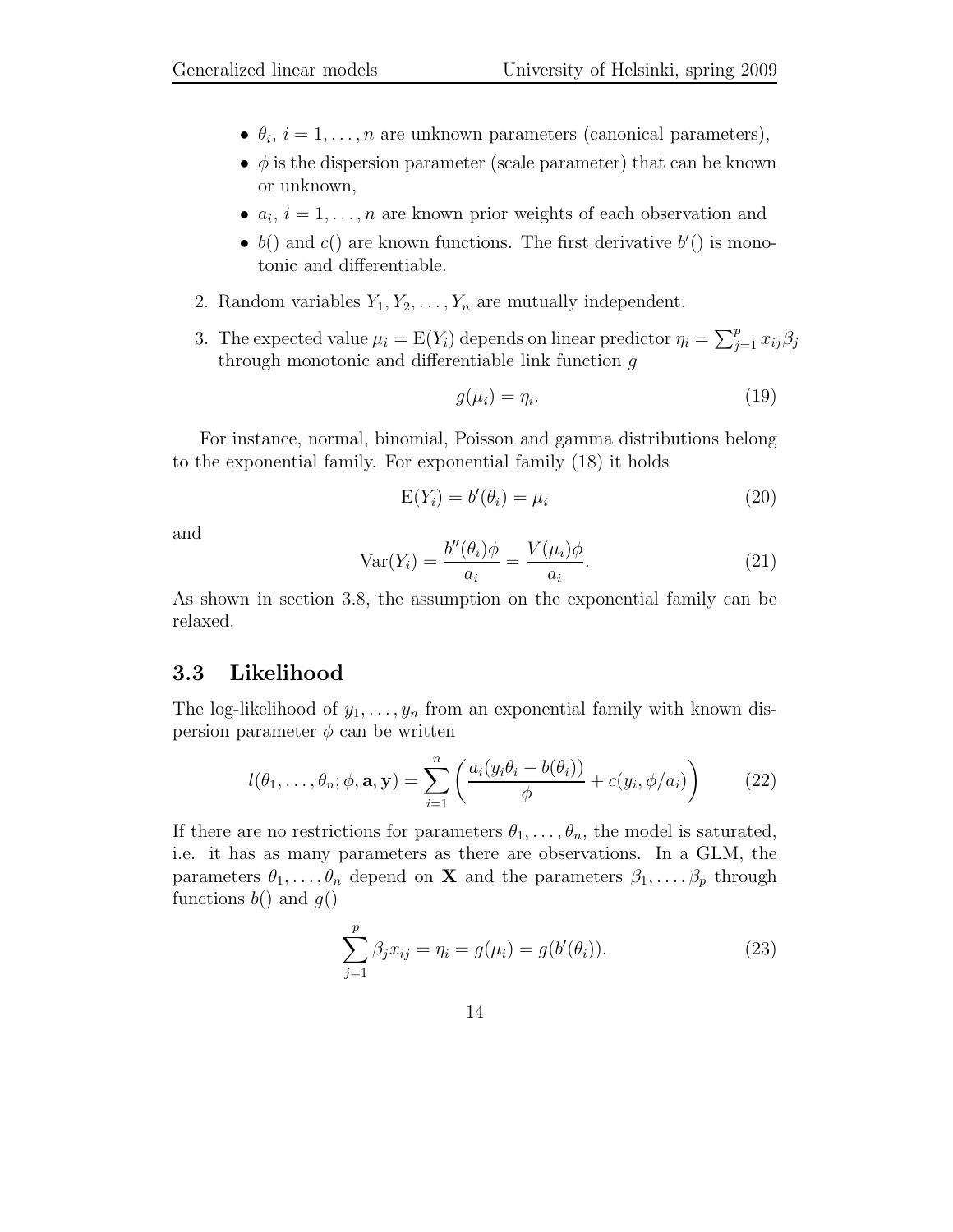- $\theta_i$, $i = 1, \ldots, n$ are unknown parameters (canonical parameters),
- $\phi$ is the dispersion parameter (scale parameter) that can be known or unknown,
- $a_i$, $i = 1, \ldots, n$ are known prior weights of each observation and
- $b()$ and $c()$ are known functions. The first derivative $b'()$ is monotonic and differentiable.

2. Random variables $Y_1, Y_2, \ldots, Y_n$ are mutually independent.
3. The expected value $\mu_i = \mathrm{E}(Y_i)$ depends on linear predictor $\eta_i = \sum_{j=1}^{p} x_{ij}\beta_j$ through monotonic and differentiable link function $g$

$$g(\mu_i) = \eta_i. \tag{19}$$

For instance, normal, binomial, Poisson and gamma distributions belong to the exponential family. For exponential family (18) it holds

$$\mathrm{E}(Y_i) = b'(\theta_i) = \mu_i \tag{20}$$

and

$$\mathrm{Var}(Y_i) = \frac{b''(\theta_i)\phi}{a_i} = \frac{V(\mu_i)\phi}{a_i}. \tag{21}$$

As shown in section 3.8, the assumption on the exponential family can be relaxed.

## 3.3 Likelihood

The log-likelihood of $y_1, \ldots, y_n$ from an exponential family with known dispersion parameter $\phi$ can be written

$$l(\theta_1, \ldots, \theta_n; \phi, \mathbf{a}, \mathbf{y}) = \sum_{i=1}^{n} \left( \frac{a_i(y_i\theta_i - b(\theta_i))}{\phi} + c(y_i, \phi/a_i) \right) \tag{22}$$

If there are no restrictions for parameters $\theta_1, \ldots, \theta_n$, the model is saturated, i.e. it has as many parameters as there are observations. In a GLM, the parameters $\theta_1, \ldots, \theta_n$ depend on $\mathbf{X}$ and the parameters $\beta_1, \ldots, \beta_p$ through functions $b()$ and $g()$

$$\sum_{j=1}^{p} \beta_j x_{ij} = \eta_i = g(\mu_i) = g(b'(\theta_i)). \tag{23}$$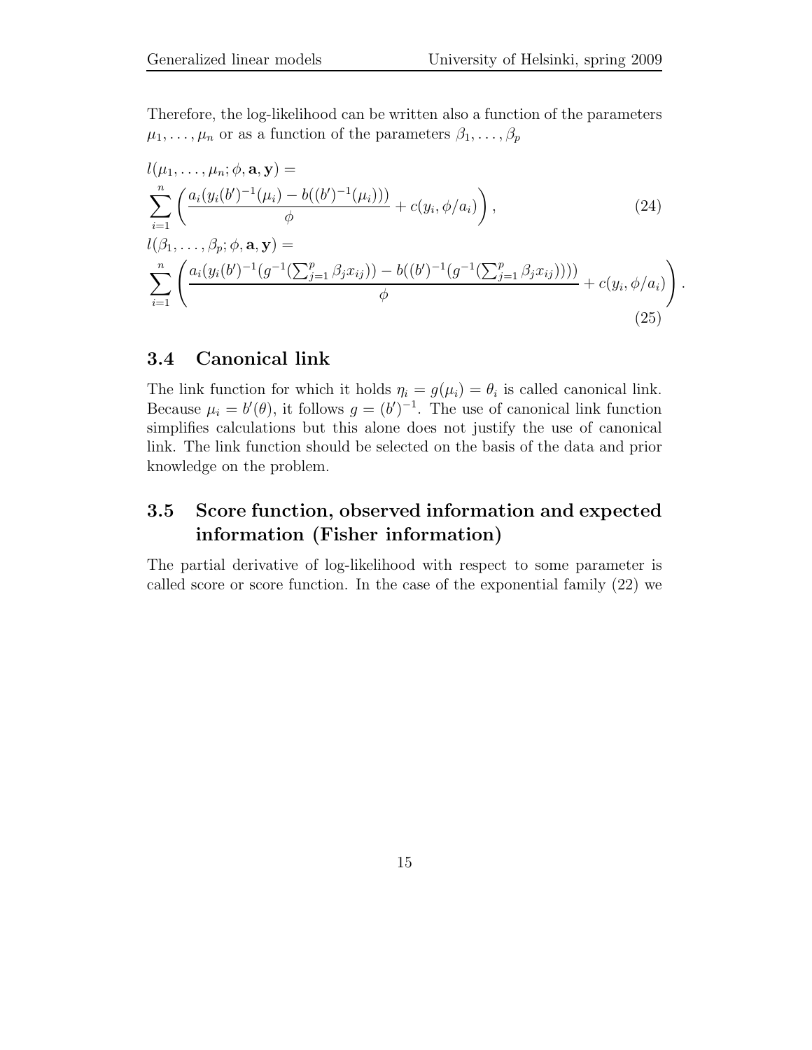Therefore, the log-likelihood can be written also a function of the parameters $\mu_1, \ldots, \mu_n$ or as a function of the parameters $\beta_1, \ldots, \beta_p$

$$
\begin{aligned}
&l(\mu_1, \ldots, \mu_n; \phi, \mathbf{a}, \mathbf{y}) = \\
&\sum_{i=1}^{n} \left( \frac{a_i(y_i(b')^{-1}(\mu_i) - b((b')^{-1}(\mu_i)))}{\phi} + c(y_i, \phi/a_i) \right), && (24) \\
&l(\beta_1, \ldots, \beta_p; \phi, \mathbf{a}, \mathbf{y}) = \\
&\sum_{i=1}^{n} \left( \frac{a_i(y_i(b')^{-1}(g^{-1}(\sum_{j=1}^{p} \beta_j x_{ij})) - b((b')^{-1}(g^{-1}(\sum_{j=1}^{p} \beta_j x_{ij}))))}{\phi} + c(y_i, \phi/a_i) \right). && (25)
\end{aligned}
$$

## 3.4 Canonical link

The link function for which it holds $\eta_i = g(\mu_i) = \theta_i$ is called canonical link. Because $\mu_i = b'(\theta)$, it follows $g = (b')^{-1}$. The use of canonical link function simplifies calculations but this alone does not justify the use of canonical link. The link function should be selected on the basis of the data and prior knowledge on the problem.

## 3.5 Score function, observed information and expected information (Fisher information)

The partial derivative of log-likelihood with respect to some parameter is called score or score function. In the case of the exponential family (22) we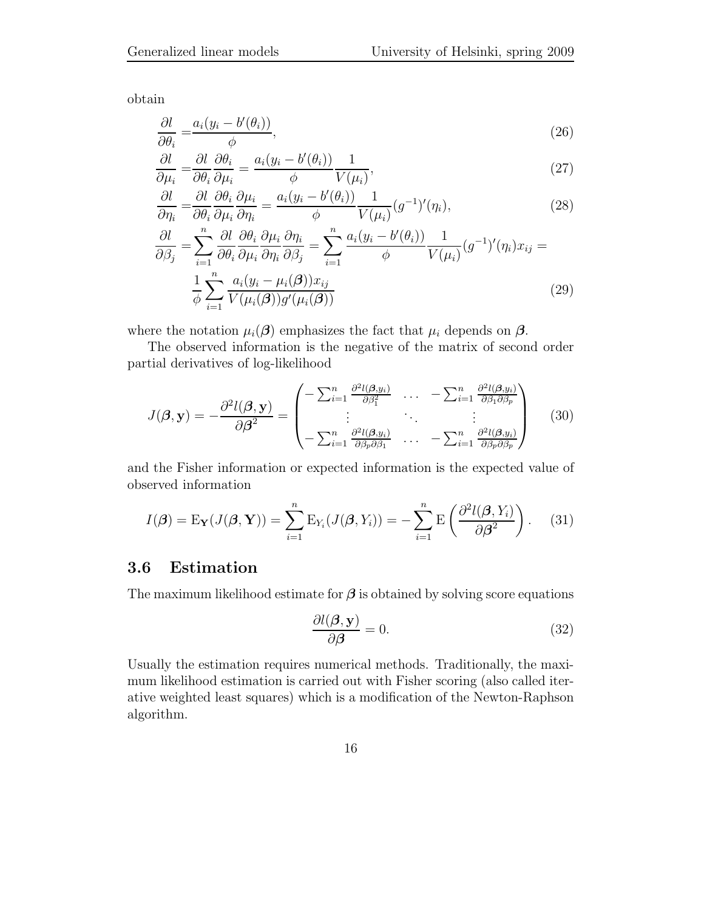obtain

$$\frac{\partial l}{\partial \theta_i} = \frac{a_i(y_i - b'(\theta_i))}{\phi}, \tag{26}$$

$$\frac{\partial l}{\partial \mu_i} = \frac{\partial l}{\partial \theta_i}\frac{\partial \theta_i}{\partial \mu_i} = \frac{a_i(y_i - b'(\theta_i))}{\phi}\frac{1}{V(\mu_i)}, \tag{27}$$

$$\frac{\partial l}{\partial \eta_i} = \frac{\partial l}{\partial \theta_i}\frac{\partial \theta_i}{\partial \mu_i}\frac{\partial \mu_i}{\partial \eta_i} = \frac{a_i(y_i - b'(\theta_i))}{\phi}\frac{1}{V(\mu_i)}(g^{-1})'(\eta_i), \tag{28}$$

$$\frac{\partial l}{\partial \beta_j} = \sum_{i=1}^{n}\frac{\partial l}{\partial \theta_i}\frac{\partial \theta_i}{\partial \mu_i}\frac{\partial \mu_i}{\partial \eta_i}\frac{\partial \eta_i}{\partial \beta_j} = \sum_{i=1}^{n}\frac{a_i(y_i - b'(\theta_i))}{\phi}\frac{1}{V(\mu_i)}(g^{-1})'(\eta_i)x_{ij} =$$

$$\frac{1}{\phi}\sum_{i=1}^{n}\frac{a_i(y_i - \mu_i(\boldsymbol{\beta}))x_{ij}}{V(\mu_i(\boldsymbol{\beta}))g'(\mu_i(\boldsymbol{\beta}))} \tag{29}$$

where the notation $\mu_i(\boldsymbol{\beta})$ emphasizes the fact that $\mu_i$ depends on $\boldsymbol{\beta}$.

The observed information is the negative of the matrix of second order partial derivatives of log-likelihood

$$J(\boldsymbol{\beta}, \mathbf{y}) = -\frac{\partial^2 l(\boldsymbol{\beta}, \mathbf{y})}{\partial \boldsymbol{\beta}^2} = \begin{pmatrix} -\sum_{i=1}^{n}\frac{\partial^2 l(\boldsymbol{\beta}, y_i)}{\partial \beta_1^2} & \dots & -\sum_{i=1}^{n}\frac{\partial^2 l(\boldsymbol{\beta}, y_i)}{\partial \beta_1 \partial \beta_p} \\ \vdots & \ddots & \vdots \\ -\sum_{i=1}^{n}\frac{\partial^2 l(\boldsymbol{\beta}, y_i)}{\partial \beta_p \partial \beta_1} & \dots & -\sum_{i=1}^{n}\frac{\partial^2 l(\boldsymbol{\beta}, y_i)}{\partial \beta_p \partial \beta_p} \end{pmatrix} \tag{30}$$

and the Fisher information or expected information is the expected value of observed information

$$I(\boldsymbol{\beta}) = \mathrm{E}_{\mathbf{Y}}(J(\boldsymbol{\beta}, \mathbf{Y})) = \sum_{i=1}^{n}\mathrm{E}_{Y_i}(J(\boldsymbol{\beta}, Y_i)) = -\sum_{i=1}^{n}\mathrm{E}\left(\frac{\partial^2 l(\boldsymbol{\beta}, Y_i)}{\partial \boldsymbol{\beta}^2}\right). \tag{31}$$

## 3.6 Estimation

The maximum likelihood estimate for $\boldsymbol{\beta}$ is obtained by solving score equations

$$\frac{\partial l(\boldsymbol{\beta}, \mathbf{y})}{\partial \boldsymbol{\beta}} = 0. \tag{32}$$

Usually the estimation requires numerical methods. Traditionally, the maximum likelihood estimation is carried out with Fisher scoring (also called iterative weighted least squares) which is a modification of the Newton-Raphson algorithm.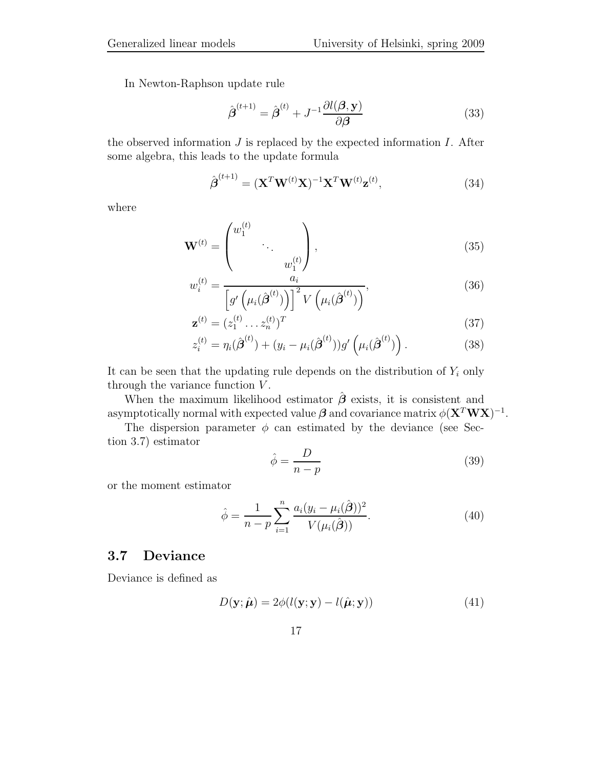In Newton-Raphson update rule

$$\hat{\boldsymbol{\beta}}^{(t+1)} = \hat{\boldsymbol{\beta}}^{(t)} + J^{-1} \frac{\partial l(\boldsymbol{\beta}, \mathbf{y})}{\partial \boldsymbol{\beta}} \tag{33}$$

the observed information $J$ is replaced by the expected information $I$. After some algebra, this leads to the update formula

$$\hat{\boldsymbol{\beta}}^{(t+1)} = (\mathbf{X}^T \mathbf{W}^{(t)} \mathbf{X})^{-1} \mathbf{X}^T \mathbf{W}^{(t)} \mathbf{z}^{(t)}, \tag{34}$$

where

$$\mathbf{W}^{(t)} = \begin{pmatrix} w_1^{(t)} & & \\ & \ddots & \\ & & w_1^{(t)} \end{pmatrix}, \tag{35}$$

$$w_i^{(t)} = \frac{a_i}{\left[ g'\left( \mu_i(\hat{\boldsymbol{\beta}}^{(t)}) \right) \right]^2 V\left( \mu_i(\hat{\boldsymbol{\beta}}^{(t)}) \right)}, \tag{36}$$

$$\mathbf{z}^{(t)} = (z_1^{(t)} \ldots z_n^{(t)})^T \tag{37}$$

$$z_i^{(t)} = \eta_i(\hat{\boldsymbol{\beta}}^{(t)}) + (y_i - \mu_i(\hat{\boldsymbol{\beta}}^{(t)})) g'\left( \mu_i(\hat{\boldsymbol{\beta}}^{(t)}) \right). \tag{38}$$

It can be seen that the updating rule depends on the distribution of $Y_i$ only through the variance function $V$.

When the maximum likelihood estimator $\hat{\boldsymbol{\beta}}$ exists, it is consistent and asymptotically normal with expected value $\boldsymbol{\beta}$ and covariance matrix $\phi(\mathbf{X}^T \mathbf{W} \mathbf{X})^{-1}$.

The dispersion parameter $\phi$ can estimated by the deviance (see Section 3.7) estimator

$$\hat{\phi} = \frac{D}{n - p} \tag{39}$$

or the moment estimator

$$\hat{\phi} = \frac{1}{n - p} \sum_{i=1}^{n} \frac{a_i (y_i - \mu_i(\hat{\boldsymbol{\beta}}))^2}{V(\mu_i(\hat{\boldsymbol{\beta}}))}. \tag{40}$$

## 3.7 Deviance

Deviance is defined as

$$D(\mathbf{y}; \hat{\boldsymbol{\mu}}) = 2\phi(l(\mathbf{y}; \mathbf{y}) - l(\hat{\boldsymbol{\mu}}; \mathbf{y})) \tag{41}$$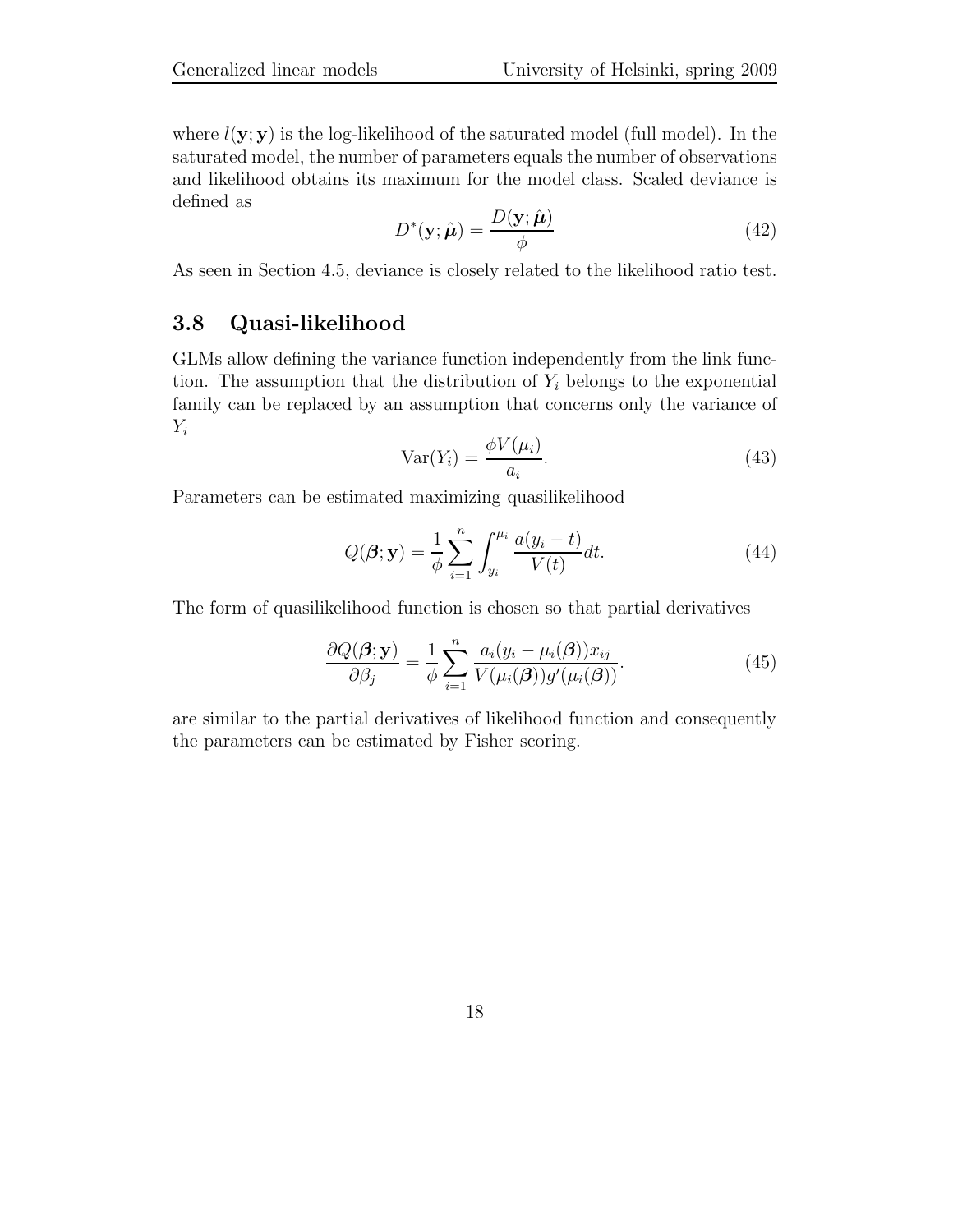where $l(\mathbf{y};\mathbf{y})$ is the log-likelihood of the saturated model (full model). In the saturated model, the number of parameters equals the number of observations and likelihood obtains its maximum for the model class. Scaled deviance is defined as

$$D^*(\mathbf{y};\hat{\boldsymbol{\mu}}) = \frac{D(\mathbf{y};\hat{\boldsymbol{\mu}})}{\phi} \tag{42}$$

As seen in Section 4.5, deviance is closely related to the likelihood ratio test.

## 3.8 Quasi-likelihood

GLMs allow defining the variance function independently from the link function. The assumption that the distribution of $Y_i$ belongs to the exponential family can be replaced by an assumption that concerns only the variance of $Y_i$

$$\text{Var}(Y_i) = \frac{\phi V(\mu_i)}{a_i}. \tag{43}$$

Parameters can be estimated maximizing quasilikelihood

$$Q(\boldsymbol{\beta};\mathbf{y}) = \frac{1}{\phi}\sum_{i=1}^{n}\int_{y_i}^{\mu_i}\frac{a(y_i - t)}{V(t)}dt. \tag{44}$$

The form of quasilikelihood function is chosen so that partial derivatives

$$\frac{\partial Q(\boldsymbol{\beta};\mathbf{y})}{\partial \beta_j} = \frac{1}{\phi}\sum_{i=1}^{n}\frac{a_i(y_i - \mu_i(\boldsymbol{\beta}))x_{ij}}{V(\mu_i(\boldsymbol{\beta}))g'(\mu_i(\boldsymbol{\beta}))}. \tag{45}$$

are similar to the partial derivatives of likelihood function and consequently the parameters can be estimated by Fisher scoring.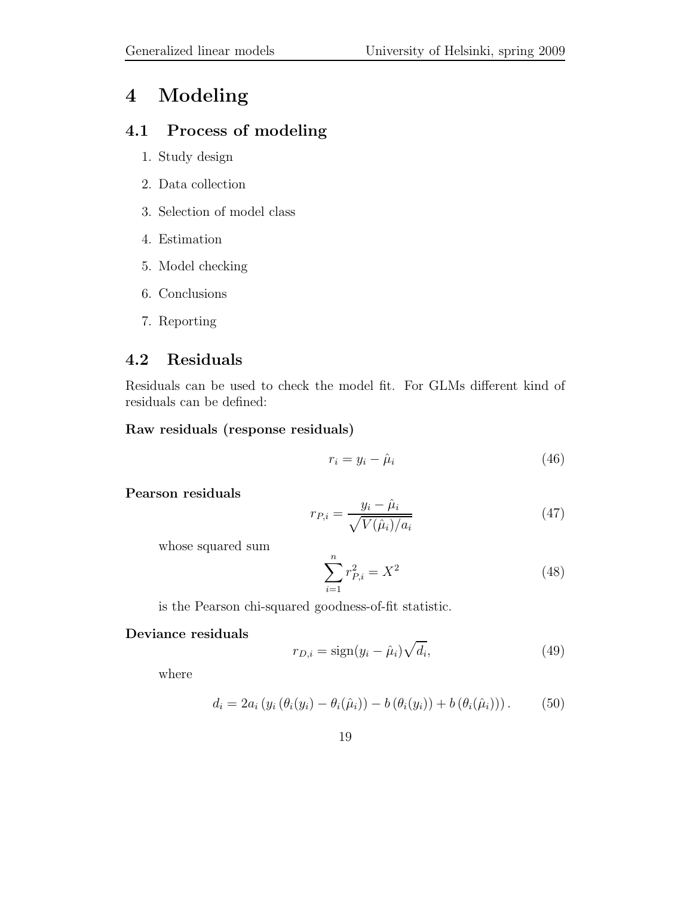# 4 Modeling

## 4.1 Process of modeling

1. Study design
2. Data collection
3. Selection of model class
4. Estimation
5. Model checking
6. Conclusions
7. Reporting

## 4.2 Residuals

Residuals can be used to check the model fit. For GLMs different kind of residuals can be defined:

**Raw residuals (response residuals)**

$$r_i = y_i - \hat{\mu}_i \tag{46}$$

**Pearson residuals**

$$r_{P,i} = \frac{y_i - \hat{\mu}_i}{\sqrt{V(\hat{\mu}_i)/a_i}} \tag{47}$$

whose squared sum

$$\sum_{i=1}^{n} r_{P,i}^2 = X^2 \tag{48}$$

is the Pearson chi-squared goodness-of-fit statistic.

**Deviance residuals**

$$r_{D,i} = \text{sign}(y_i - \hat{\mu}_i)\sqrt{d_i}, \tag{49}$$

where

$$d_i = 2a_i \left( y_i \left( \theta_i(y_i) - \theta_i(\hat{\mu}_i) \right) - b\left( \theta_i(y_i) \right) + b\left( \theta_i(\hat{\mu}_i) \right) \right). \tag{50}$$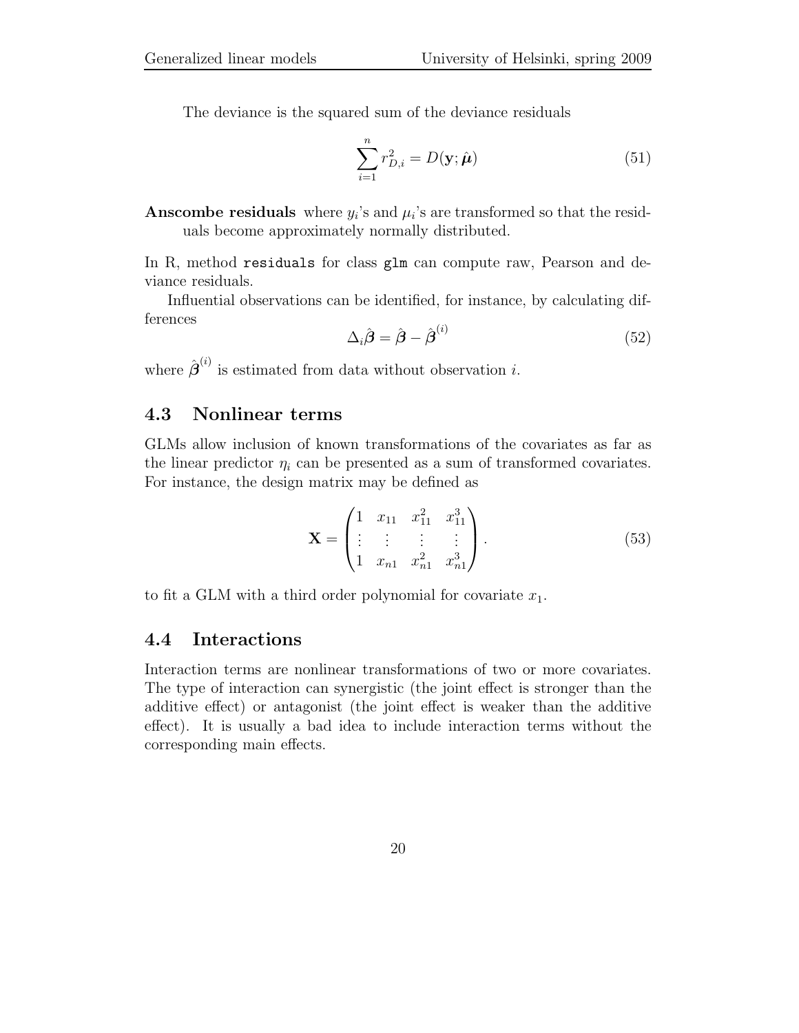The deviance is the squared sum of the deviance residuals

$$\sum_{i=1}^{n} r_{D,i}^2 = D(\mathbf{y}; \hat{\boldsymbol{\mu}}) \tag{51}$$

**Anscombe residuals** where $y_i$'s and $\mu_i$'s are transformed so that the residuals become approximately normally distributed.

In R, method `residuals` for class `glm` can compute raw, Pearson and deviance residuals.

Influential observations can be identified, for instance, by calculating differences

$$\Delta_i \hat{\boldsymbol{\beta}} = \hat{\boldsymbol{\beta}} - \hat{\boldsymbol{\beta}}^{(i)} \tag{52}$$

where $\hat{\boldsymbol{\beta}}^{(i)}$ is estimated from data without observation $i$.

## 4.3 Nonlinear terms

GLMs allow inclusion of known transformations of the covariates as far as the linear predictor $\eta_i$ can be presented as a sum of transformed covariates. For instance, the design matrix may be defined as

$$\mathbf{X} = \begin{pmatrix} 1 & x_{11} & x_{11}^2 & x_{11}^3 \\ \vdots & \vdots & \vdots & \vdots \\ 1 & x_{n1} & x_{n1}^2 & x_{n1}^3 \end{pmatrix}. \tag{53}$$

to fit a GLM with a third order polynomial for covariate $x_1$.

## 4.4 Interactions

Interaction terms are nonlinear transformations of two or more covariates. The type of interaction can synergistic (the joint effect is stronger than the additive effect) or antagonist (the joint effect is weaker than the additive effect). It is usually a bad idea to include interaction terms without the corresponding main effects.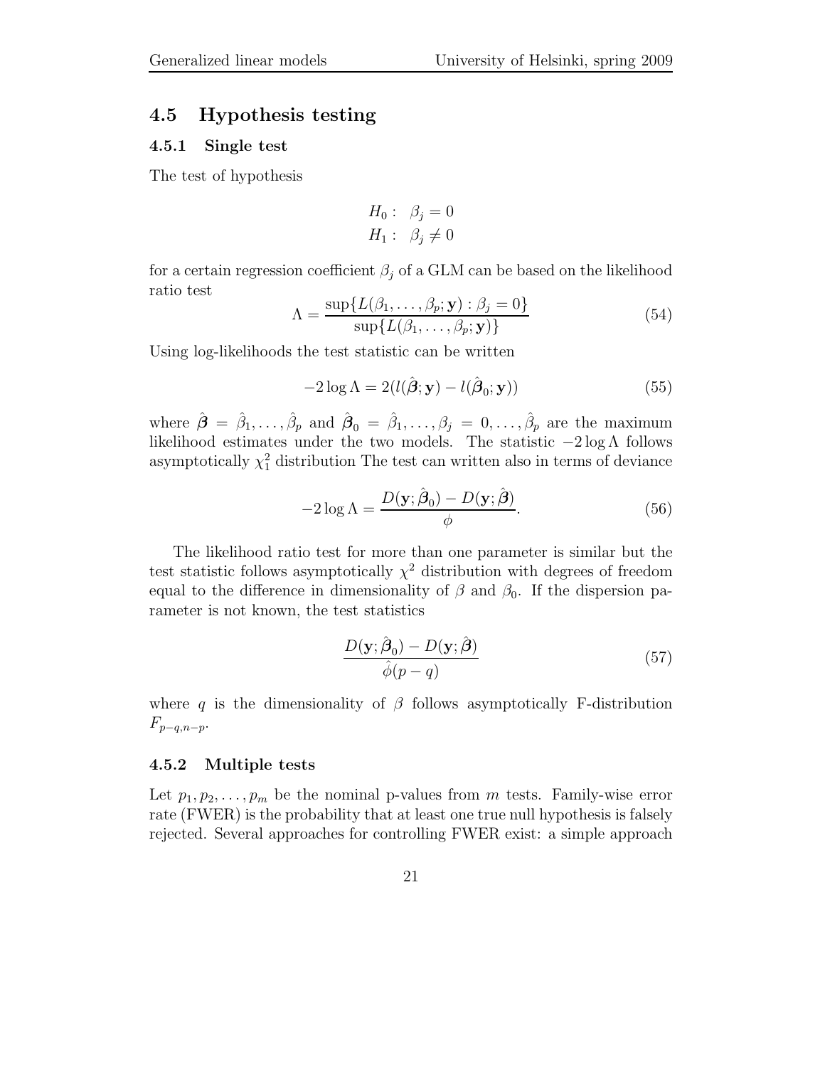## 4.5 Hypothesis testing

### 4.5.1 Single test

The test of hypothesis

$$
\begin{aligned}
H_0 &: \ \beta_j = 0 \\
H_1 &: \ \beta_j \neq 0
\end{aligned}
$$

for a certain regression coefficient $\beta_j$ of a GLM can be based on the likelihood ratio test

$$
\Lambda = \frac{\sup\{L(\beta_1, \ldots, \beta_p; \mathbf{y}) : \beta_j = 0\}}{\sup\{L(\beta_1, \ldots, \beta_p; \mathbf{y})\}} \tag{54}
$$

Using log-likelihoods the test statistic can be written

$$
-2 \log \Lambda = 2(l(\hat{\boldsymbol{\beta}}; \mathbf{y}) - l(\hat{\boldsymbol{\beta}}_0; \mathbf{y})) \tag{55}
$$

where $\hat{\boldsymbol{\beta}} = \hat{\beta}_1, \ldots, \hat{\beta}_p$ and $\hat{\boldsymbol{\beta}}_0 = \hat{\beta}_1, \ldots, \beta_j = 0, \ldots, \hat{\beta}_p$ are the maximum likelihood estimates under the two models. The statistic $-2 \log \Lambda$ follows asymptotically $\chi^2_1$ distribution The test can written also in terms of deviance

$$
-2 \log \Lambda = \frac{D(\mathbf{y}; \hat{\boldsymbol{\beta}}_0) - D(\mathbf{y}; \hat{\boldsymbol{\beta}})}{\phi}. \tag{56}
$$

The likelihood ratio test for more than one parameter is similar but the test statistic follows asymptotically $\chi^2$ distribution with degrees of freedom equal to the difference in dimensionality of $\beta$ and $\beta_0$. If the dispersion parameter is not known, the test statistics

$$
\frac{D(\mathbf{y}; \hat{\boldsymbol{\beta}}_0) - D(\mathbf{y}; \hat{\boldsymbol{\beta}})}{\hat{\phi}(p - q)} \tag{57}
$$

where $q$ is the dimensionality of $\beta$ follows asymptotically F-distribution $F_{p-q,n-p}$.

### 4.5.2 Multiple tests

Let $p_1, p_2, \ldots, p_m$ be the nominal p-values from $m$ tests. Family-wise error rate (FWER) is the probability that at least one true null hypothesis is falsely rejected. Several approaches for controlling FWER exist: a simple approach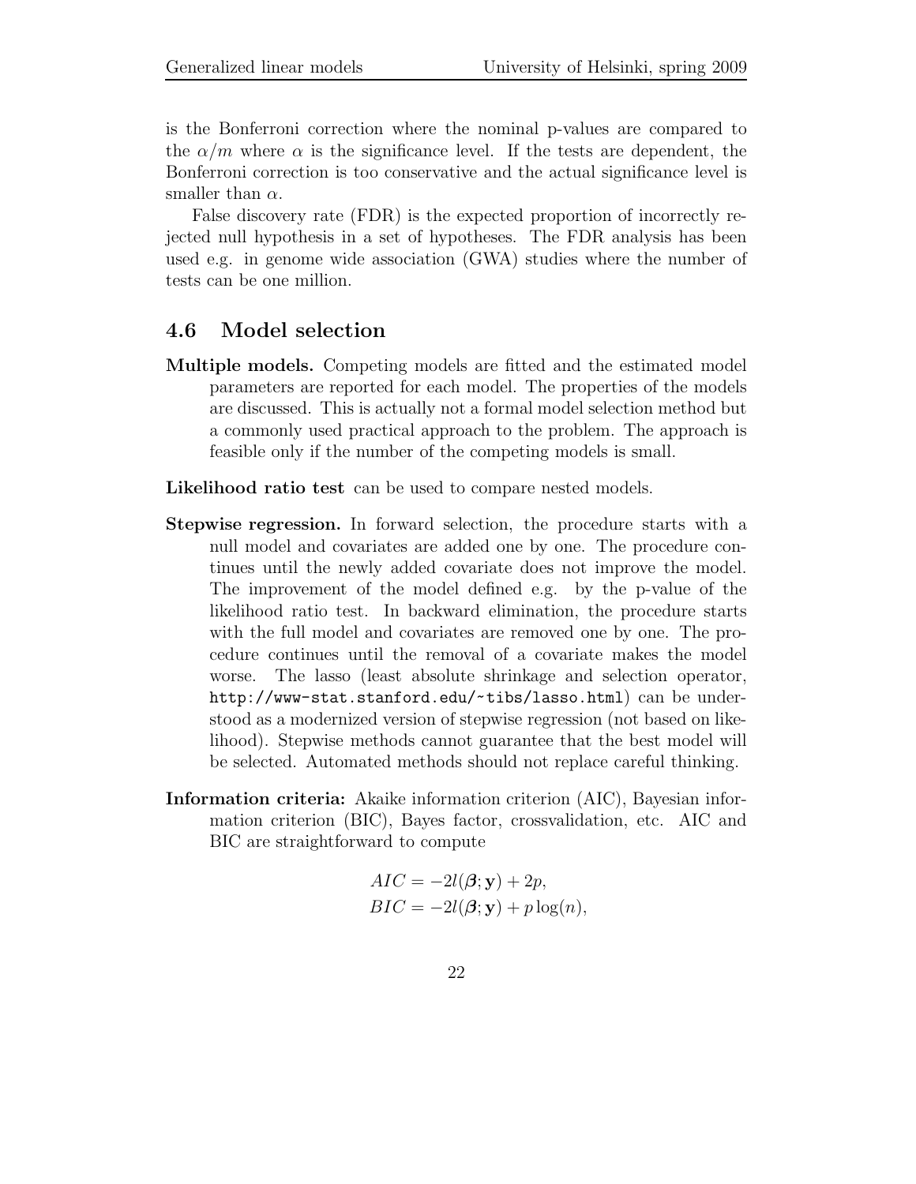is the Bonferroni correction where the nominal p-values are compared to the $\alpha/m$ where $\alpha$ is the significance level. If the tests are dependent, the Bonferroni correction is too conservative and the actual significance level is smaller than $\alpha$.

False discovery rate (FDR) is the expected proportion of incorrectly rejected null hypothesis in a set of hypotheses. The FDR analysis has been used e.g. in genome wide association (GWA) studies where the number of tests can be one million.

## 4.6 Model selection

**Multiple models.** Competing models are fitted and the estimated model parameters are reported for each model. The properties of the models are discussed. This is actually not a formal model selection method but a commonly used practical approach to the problem. The approach is feasible only if the number of the competing models is small.

**Likelihood ratio test** can be used to compare nested models.

**Stepwise regression.** In forward selection, the procedure starts with a null model and covariates are added one by one. The procedure continues until the newly added covariate does not improve the model. The improvement of the model defined e.g. by the p-value of the likelihood ratio test. In backward elimination, the procedure starts with the full model and covariates are removed one by one. The procedure continues until the removal of a covariate makes the model worse. The lasso (least absolute shrinkage and selection operator, `http://www-stat.stanford.edu/~tibs/lasso.html`) can be understood as a modernized version of stepwise regression (not based on likelihood). Stepwise methods cannot guarantee that the best model will be selected. Automated methods should not replace careful thinking.

**Information criteria:** Akaike information criterion (AIC), Bayesian information criterion (BIC), Bayes factor, crossvalidation, etc. AIC and BIC are straightforward to compute

$$
\begin{aligned}
AIC &= -2l(\boldsymbol{\beta}; \mathbf{y}) + 2p, \\
BIC &= -2l(\boldsymbol{\beta}; \mathbf{y}) + p \log(n),
\end{aligned}
$$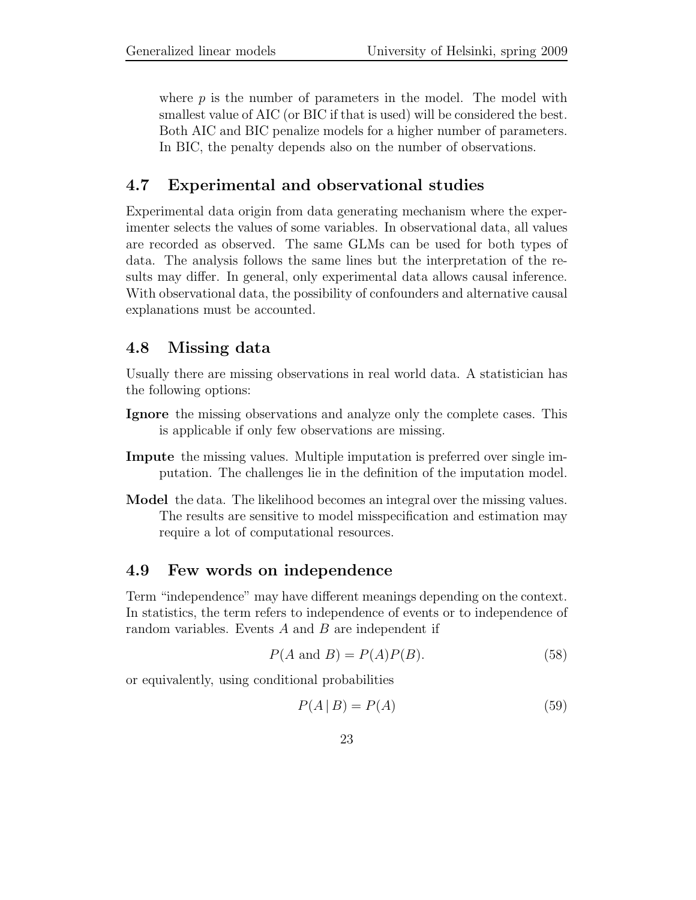where $p$ is the number of parameters in the model. The model with smallest value of AIC (or BIC if that is used) will be considered the best. Both AIC and BIC penalize models for a higher number of parameters. In BIC, the penalty depends also on the number of observations.

## 4.7 Experimental and observational studies

Experimental data origin from data generating mechanism where the experimenter selects the values of some variables. In observational data, all values are recorded as observed. The same GLMs can be used for both types of data. The analysis follows the same lines but the interpretation of the results may differ. In general, only experimental data allows causal inference. With observational data, the possibility of confounders and alternative causal explanations must be accounted.

## 4.8 Missing data

Usually there are missing observations in real world data. A statistician has the following options:

**Ignore** the missing observations and analyze only the complete cases. This is applicable if only few observations are missing.

**Impute** the missing values. Multiple imputation is preferred over single imputation. The challenges lie in the definition of the imputation model.

**Model** the data. The likelihood becomes an integral over the missing values. The results are sensitive to model misspecification and estimation may require a lot of computational resources.

## 4.9 Few words on independence

Term "independence" may have different meanings depending on the context. In statistics, the term refers to independence of events or to independence of random variables. Events $A$ and $B$ are independent if

$$P(A \text{ and } B) = P(A)P(B). \tag{58}$$

or equivalently, using conditional probabilities

$$P(A \,|\, B) = P(A) \tag{59}$$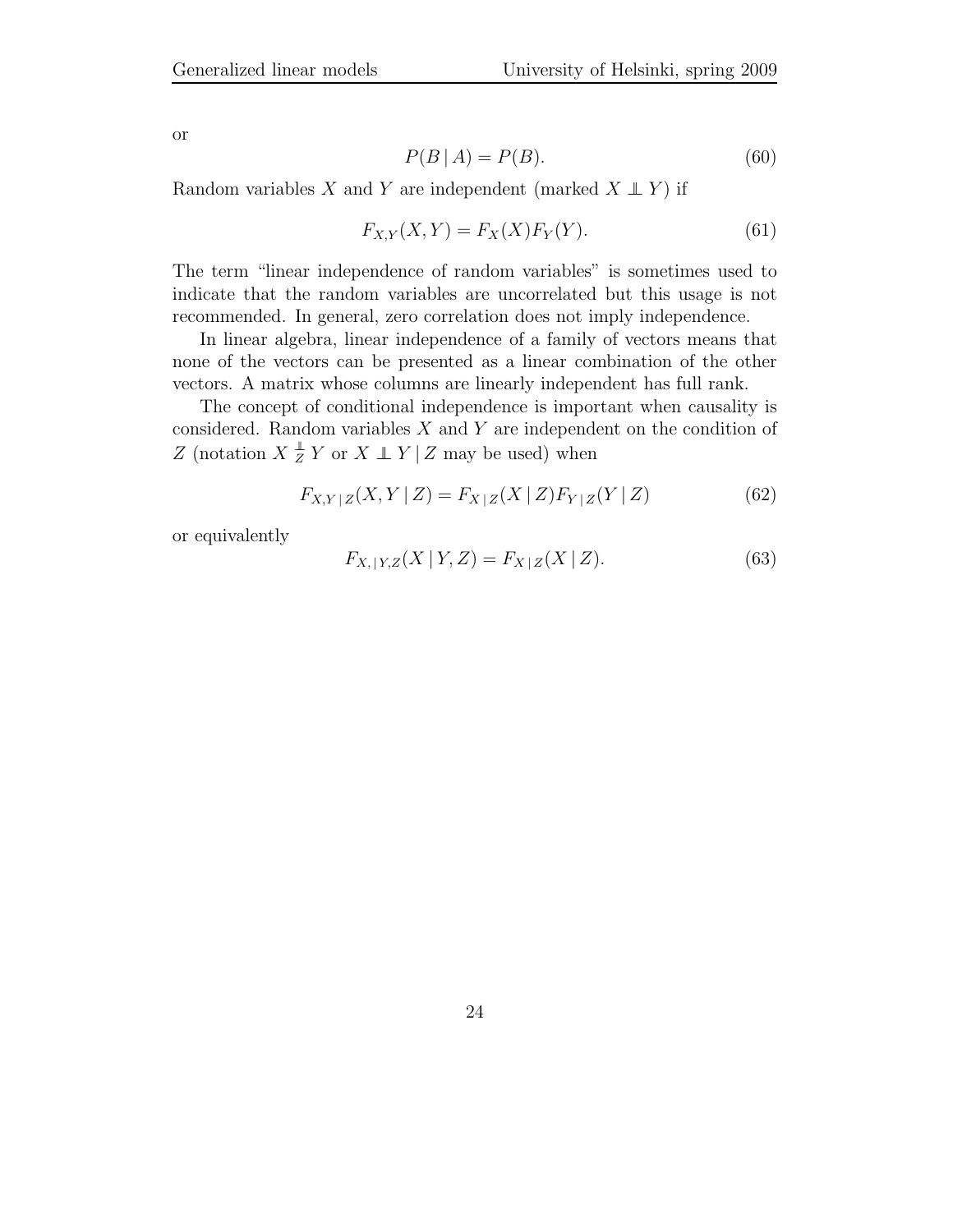or

$$P(B \mid A) = P(B). \tag{60}$$

Random variables $X$ and $Y$ are independent (marked $X \perp\!\!\!\perp Y$) if

$$F_{X,Y}(X, Y) = F_X(X)F_Y(Y). \tag{61}$$

The term "linear independence of random variables" is sometimes used to indicate that the random variables are uncorrelated but this usage is not recommended. In general, zero correlation does not imply independence.

In linear algebra, linear independence of a family of vectors means that none of the vectors can be presented as a linear combination of the other vectors. A matrix whose columns are linearly independent has full rank.

The concept of conditional independence is important when causality is considered. Random variables $X$ and $Y$ are independent on the condition of $Z$ (notation $X \underset{Z}{\perp\!\!\!\perp} Y$ or $X \perp\!\!\!\perp Y \mid Z$ may be used) when

$$F_{X,Y \mid Z}(X, Y \mid Z) = F_{X \mid Z}(X \mid Z)F_{Y \mid Z}(Y \mid Z) \tag{62}$$

or equivalently

$$F_{X, \mid Y,Z}(X \mid Y, Z) = F_{X \mid Z}(X \mid Z). \tag{63}$$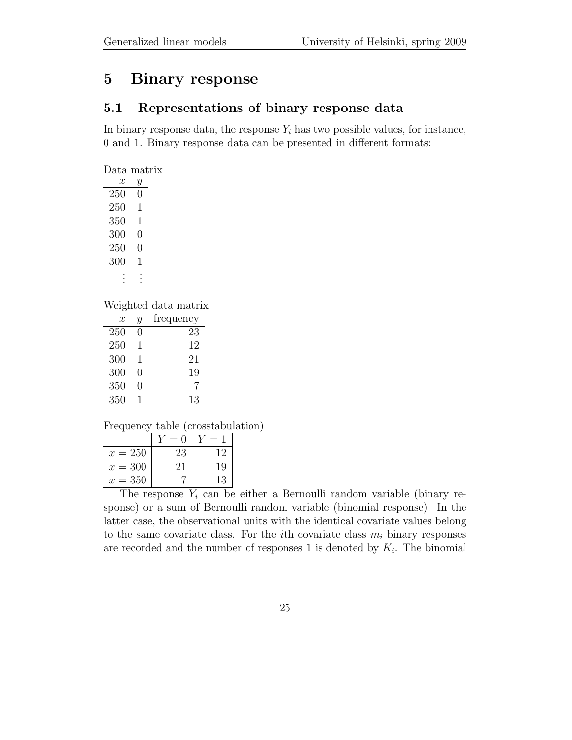# 5 Binary response

## 5.1 Representations of binary response data

In binary response data, the response $Y_i$ has two possible values, for instance, 0 and 1. Binary response data can be presented in different formats:

Data matrix

| $x$ | $y$ |
|---|---|
| 250 | 0 |
| 250 | 1 |
| 350 | 1 |
| 300 | 0 |
| 250 | 0 |
| 300 | 1 |
| ⋮ | ⋮ |

Weighted data matrix

| $x$ | $y$ | frequency |
|---|---|---|
| 250 | 0 | 23 |
| 250 | 1 | 12 |
| 300 | 1 | 21 |
| 300 | 0 | 19 |
| 350 | 0 | 7 |
| 350 | 1 | 13 |

Frequency table (crosstabulation)

| | $Y = 0$ | $Y = 1$ |
|---|---|---|
| $x = 250$ | 23 | 12 |
| $x = 300$ | 21 | 19 |
| $x = 350$ | 7 | 13 |

The response $Y_i$ can be either a Bernoulli random variable (binary response) or a sum of Bernoulli random variable (binomial response). In the latter case, the observational units with the identical covariate values belong to the same covariate class. For the $i$th covariate class $m_i$ binary responses are recorded and the number of responses 1 is denoted by $K_i$. The binomial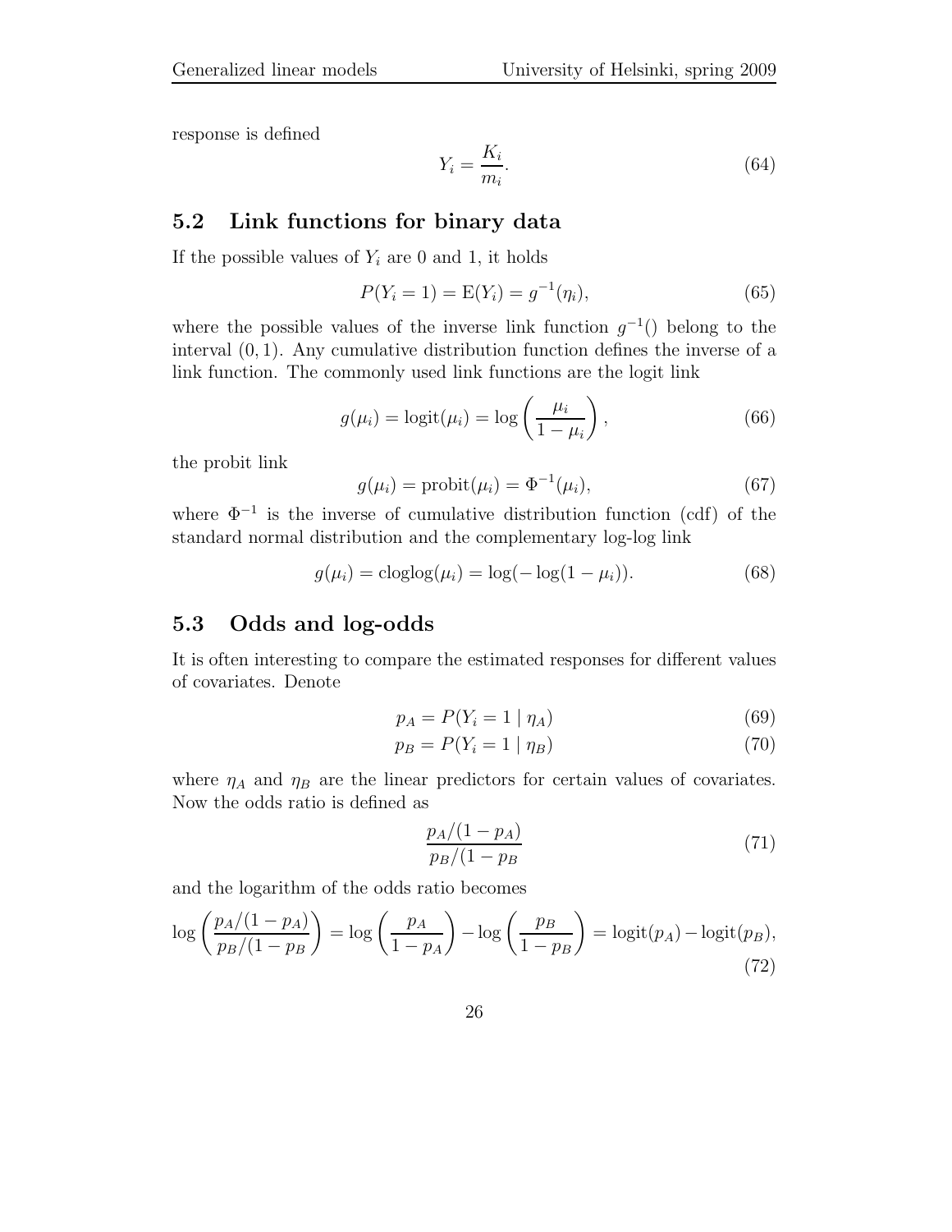response is defined

$$Y_i = \frac{K_i}{m_i}. \tag{64}$$

## 5.2 Link functions for binary data

If the possible values of $Y_i$ are 0 and 1, it holds

$$P(Y_i = 1) = \mathrm{E}(Y_i) = g^{-1}(\eta_i), \tag{65}$$

where the possible values of the inverse link function $g^{-1}()$ belong to the interval $(0, 1)$. Any cumulative distribution function defines the inverse of a link function. The commonly used link functions are the logit link

$$g(\mu_i) = \mathrm{logit}(\mu_i) = \log\left(\frac{\mu_i}{1 - \mu_i}\right), \tag{66}$$

the probit link

$$g(\mu_i) = \mathrm{probit}(\mu_i) = \Phi^{-1}(\mu_i), \tag{67}$$

where $\Phi^{-1}$ is the inverse of cumulative distribution function (cdf) of the standard normal distribution and the complementary log-log link

$$g(\mu_i) = \mathrm{cloglog}(\mu_i) = \log(-\log(1 - \mu_i)). \tag{68}$$

## 5.3 Odds and log-odds

It is often interesting to compare the estimated responses for different values of covariates. Denote

$$p_A = P(Y_i = 1 \mid \eta_A) \tag{69}$$

$$p_B = P(Y_i = 1 \mid \eta_B) \tag{70}$$

where $\eta_A$ and $\eta_B$ are the linear predictors for certain values of covariates. Now the odds ratio is defined as

$$\frac{p_A/(1 - p_A)}{p_B/(1 - p_B} \tag{71}$$

and the logarithm of the odds ratio becomes

$$\log\left(\frac{p_A/(1 - p_A)}{p_B/(1 - p_B}\right) = \log\left(\frac{p_A}{1 - p_A}\right) - \log\left(\frac{p_B}{1 - p_B}\right) = \mathrm{logit}(p_A) - \mathrm{logit}(p_B), \tag{72}$$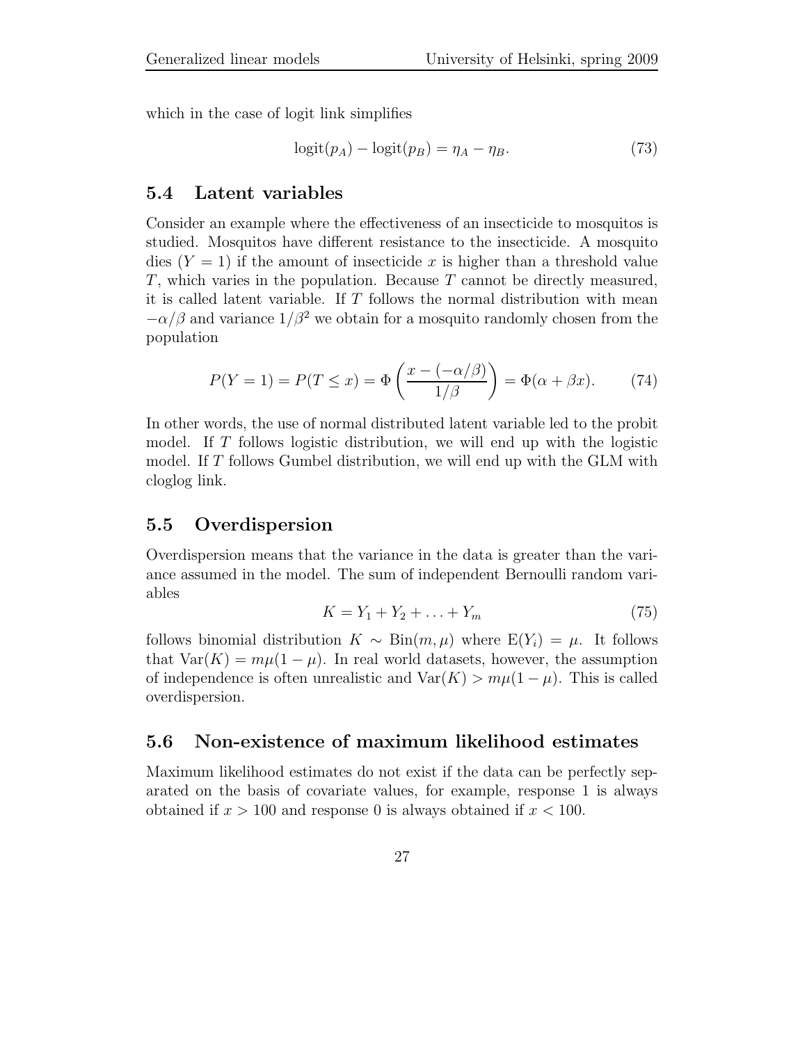which in the case of logit link simplifies

$$\text{logit}(p_A) - \text{logit}(p_B) = \eta_A - \eta_B. \tag{73}$$

## 5.4 Latent variables

Consider an example where the effectiveness of an insecticide to mosquitos is studied. Mosquitos have different resistance to the insecticide. A mosquito dies ($Y = 1$) if the amount of insecticide $x$ is higher than a threshold value $T$, which varies in the population. Because $T$ cannot be directly measured, it is called latent variable. If $T$ follows the normal distribution with mean $-\alpha/\beta$ and variance $1/\beta^2$ we obtain for a mosquito randomly chosen from the population

$$P(Y = 1) = P(T \leq x) = \Phi\left(\frac{x - (-\alpha/\beta)}{1/\beta}\right) = \Phi(\alpha + \beta x). \tag{74}$$

In other words, the use of normal distributed latent variable led to the probit model. If $T$ follows logistic distribution, we will end up with the logistic model. If $T$ follows Gumbel distribution, we will end up with the GLM with cloglog link.

## 5.5 Overdispersion

Overdispersion means that the variance in the data is greater than the variance assumed in the model. The sum of independent Bernoulli random variables

$$K = Y_1 + Y_2 + \ldots + Y_m \tag{75}$$

follows binomial distribution $K \sim \text{Bin}(m, \mu)$ where $\text{E}(Y_i) = \mu$. It follows that $\text{Var}(K) = m\mu(1 - \mu)$. In real world datasets, however, the assumption of independence is often unrealistic and $\text{Var}(K) > m\mu(1 - \mu)$. This is called overdispersion.

## 5.6 Non-existence of maximum likelihood estimates

Maximum likelihood estimates do not exist if the data can be perfectly separated on the basis of covariate values, for example, response 1 is always obtained if $x > 100$ and response 0 is always obtained if $x < 100$.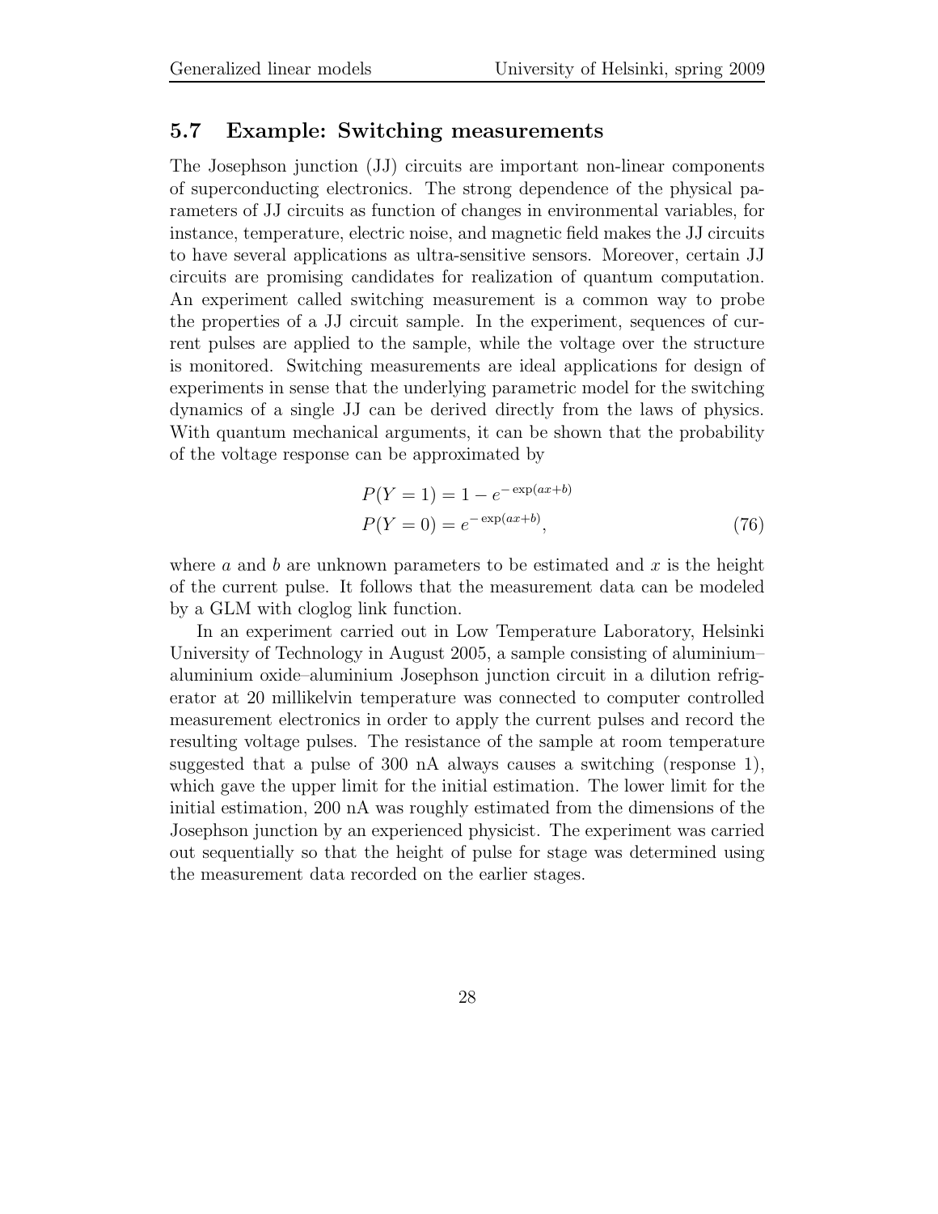## 5.7 Example: Switching measurements

The Josephson junction (JJ) circuits are important non-linear components of superconducting electronics. The strong dependence of the physical parameters of JJ circuits as function of changes in environmental variables, for instance, temperature, electric noise, and magnetic field makes the JJ circuits to have several applications as ultra-sensitive sensors. Moreover, certain JJ circuits are promising candidates for realization of quantum computation. An experiment called switching measurement is a common way to probe the properties of a JJ circuit sample. In the experiment, sequences of current pulses are applied to the sample, while the voltage over the structure is monitored. Switching measurements are ideal applications for design of experiments in sense that the underlying parametric model for the switching dynamics of a single JJ can be derived directly from the laws of physics. With quantum mechanical arguments, it can be shown that the probability of the voltage response can be approximated by

$$
\begin{aligned}
P(Y=1) &= 1 - e^{-\exp(ax+b)} \\
P(Y=0) &= e^{-\exp(ax+b)},
\end{aligned}
\tag{76}
$$

where $a$ and $b$ are unknown parameters to be estimated and $x$ is the height of the current pulse. It follows that the measurement data can be modeled by a GLM with cloglog link function.

In an experiment carried out in Low Temperature Laboratory, Helsinki University of Technology in August 2005, a sample consisting of aluminium–aluminium oxide–aluminium Josephson junction circuit in a dilution refrigerator at 20 millikelvin temperature was connected to computer controlled measurement electronics in order to apply the current pulses and record the resulting voltage pulses. The resistance of the sample at room temperature suggested that a pulse of 300 nA always causes a switching (response 1), which gave the upper limit for the initial estimation. The lower limit for the initial estimation, 200 nA was roughly estimated from the dimensions of the Josephson junction by an experienced physicist. The experiment was carried out sequentially so that the height of pulse for stage was determined using the measurement data recorded on the earlier stages.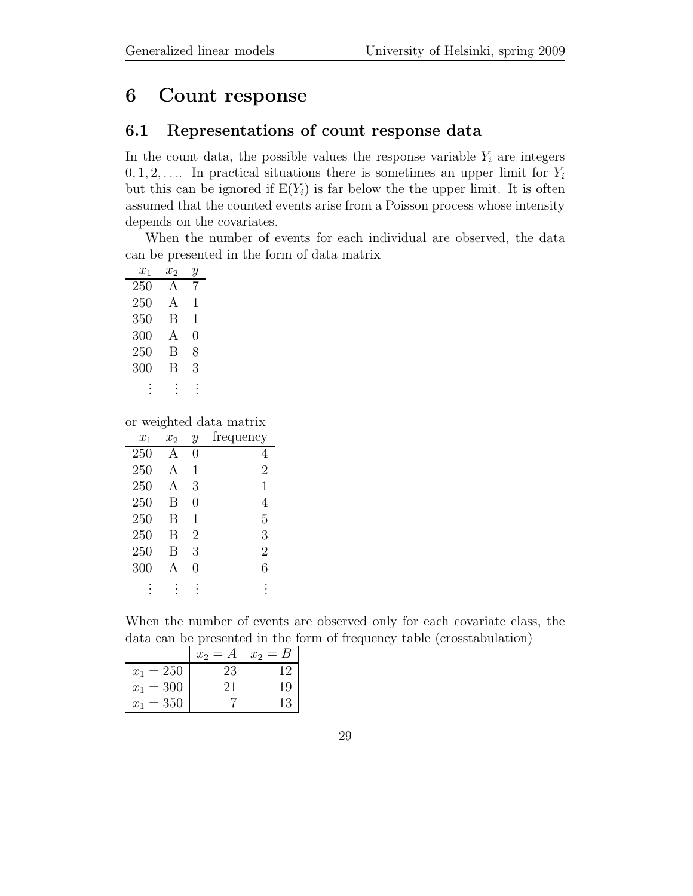# 6 Count response

## 6.1 Representations of count response data

In the count data, the possible values the response variable $Y_i$ are integers $0, 1, 2, \ldots$. In practical situations there is sometimes an upper limit for $Y_i$ but this can be ignored if $\mathrm{E}(Y_i)$ is far below the the upper limit. It is often assumed that the counted events arise from a Poisson process whose intensity depends on the covariates.

When the number of events for each individual are observed, the data can be presented in the form of data matrix

| $x_1$ | $x_2$ | $y$ |
|---|---|---|
| 250 | A | 7 |
| 250 | A | 1 |
| 350 | B | 1 |
| 300 | A | 0 |
| 250 | B | 8 |
| 300 | B | 3 |
| ⋮ | ⋮ | ⋮ |

or weighted data matrix

| $x_1$ | $x_2$ | $y$ | frequency |
|---|---|---|---|
| 250 | A | 0 | 4 |
| 250 | A | 1 | 2 |
| 250 | A | 3 | 1 |
| 250 | B | 0 | 4 |
| 250 | B | 1 | 5 |
| 250 | B | 2 | 3 |
| 250 | B | 3 | 2 |
| 300 | A | 0 | 6 |
| ⋮ | ⋮ | ⋮ | ⋮ |

When the number of events are observed only for each covariate class, the data can be presented in the form of frequency table (crosstabulation)

| | $x_2 = A$ | $x_2 = B$ |
|---|---|---|
| $x_1 = 250$ | 23 | 12 |
| $x_1 = 300$ | 21 | 19 |
| $x_1 = 350$ | 7 | 13 |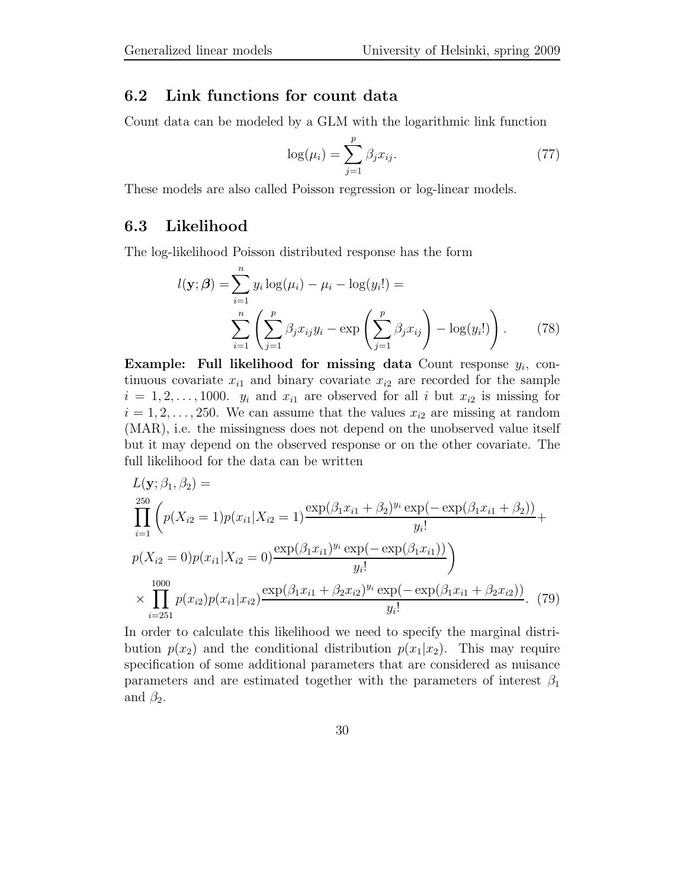## 6.2 Link functions for count data

Count data can be modeled by a GLM with the logarithmic link function

$$\log(\mu_i) = \sum_{j=1}^{p} \beta_j x_{ij}. \tag{77}$$

These models are also called Poisson regression or log-linear models.

## 6.3 Likelihood

The log-likelihood Poisson distributed response has the form

$$\begin{aligned} l(\mathbf{y}; \boldsymbol{\beta}) = & \sum_{i=1}^{n} y_i \log(\mu_i) - \mu_i - \log(y_i!) = \\ & \sum_{i=1}^{n} \left( \sum_{j=1}^{p} \beta_j x_{ij} y_i - \exp\left( \sum_{j=1}^{p} \beta_j x_{ij} \right) - \log(y_i!) \right). \end{aligned} \tag{78}$$

**Example: Full likelihood for missing data** Count response $y_i$, continuous covariate $x_{i1}$ and binary covariate $x_{i2}$ are recorded for the sample $i = 1, 2, \ldots, 1000$. $y_i$ and $x_{i1}$ are observed for all $i$ but $x_{i2}$ is missing for $i = 1, 2, \ldots, 250$. We can assume that the values $x_{i2}$ are missing at random (MAR), i.e. the missingness does not depend on the unobserved value itself but it may depend on the observed response or on the other covariate. The full likelihood for the data can be written

$$\begin{aligned} & L(\mathbf{y}; \beta_1, \beta_2) = \\ & \prod_{i=1}^{250} \Bigg( p(X_{i2} = 1) p(x_{i1} | X_{i2} = 1) \frac{\exp(\beta_1 x_{i1} + \beta_2)^{y_i} \exp(-\exp(\beta_1 x_{i1} + \beta_2))}{y_i!} + \\ & p(X_{i2} = 0) p(x_{i1} | X_{i2} = 0) \frac{\exp(\beta_1 x_{i1})^{y_i} \exp(-\exp(\beta_1 x_{i1}))}{y_i!} \Bigg) \\ & \times \prod_{i=251}^{1000} p(x_{i2}) p(x_{i1} | x_{i2}) \frac{\exp(\beta_1 x_{i1} + \beta_2 x_{i2})^{y_i} \exp(-\exp(\beta_1 x_{i1} + \beta_2 x_{i2}))}{y_i!}. \end{aligned} \tag{79}$$

In order to calculate this likelihood we need to specify the marginal distribution $p(x_2)$ and the conditional distribution $p(x_1|x_2)$. This may require specification of some additional parameters that are considered as nuisance parameters and are estimated together with the parameters of interest $\beta_1$ and $\beta_2$.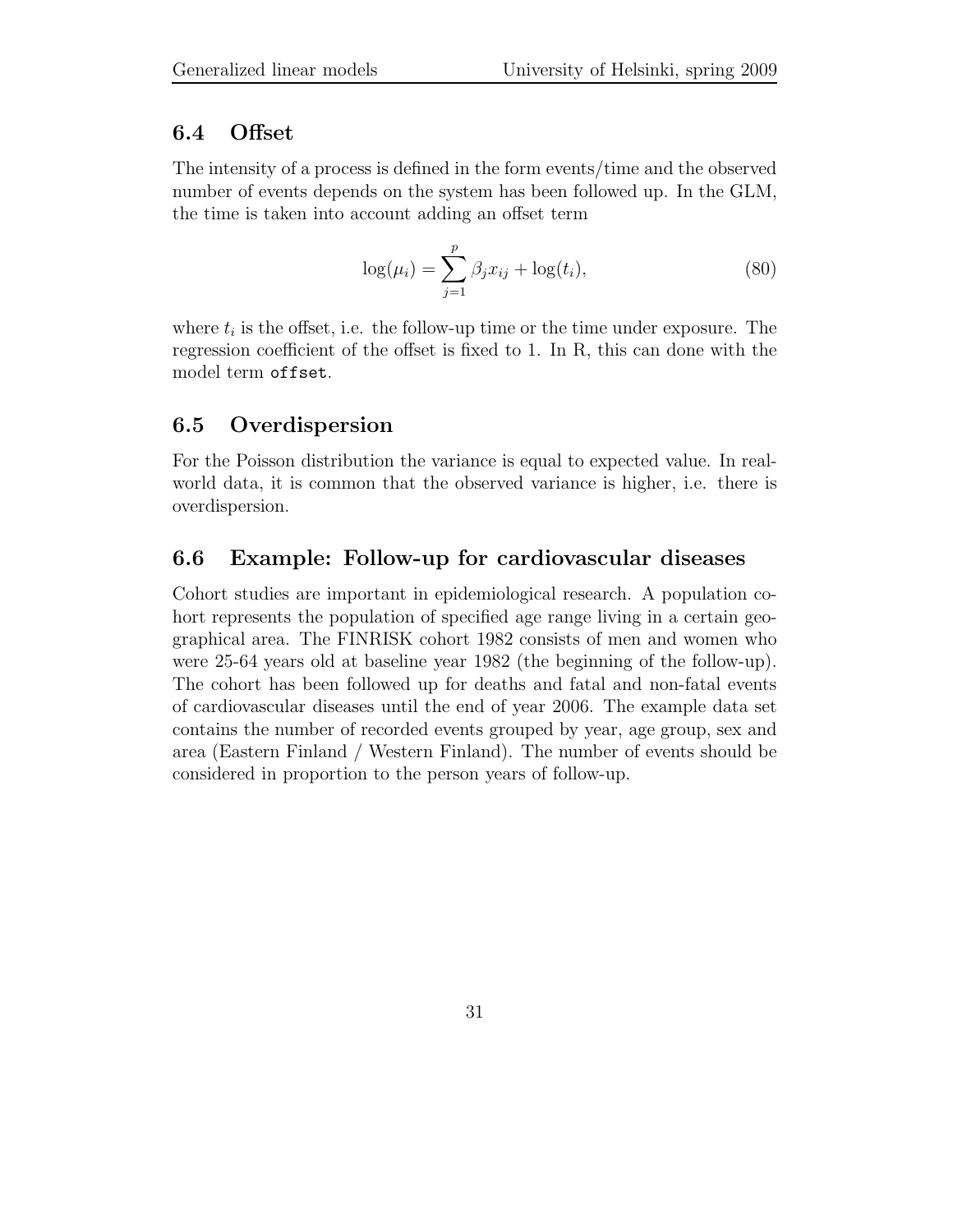## 6.4 Offset

The intensity of a process is defined in the form events/time and the observed number of events depends on the system has been followed up. In the GLM, the time is taken into account adding an offset term

$$\log(\mu_i) = \sum_{j=1}^{p} \beta_j x_{ij} + \log(t_i), \tag{80}$$

where $t_i$ is the offset, i.e. the follow-up time or the time under exposure. The regression coefficient of the offset is fixed to 1. In R, this can done with the model term `offset`.

## 6.5 Overdispersion

For the Poisson distribution the variance is equal to expected value. In real-world data, it is common that the observed variance is higher, i.e. there is overdispersion.

## 6.6 Example: Follow-up for cardiovascular diseases

Cohort studies are important in epidemiological research. A population cohort represents the population of specified age range living in a certain geographical area. The FINRISK cohort 1982 consists of men and women who were 25-64 years old at baseline year 1982 (the beginning of the follow-up). The cohort has been followed up for deaths and fatal and non-fatal events of cardiovascular diseases until the end of year 2006. The example data set contains the number of recorded events grouped by year, age group, sex and area (Eastern Finland / Western Finland). The number of events should be considered in proportion to the person years of follow-up.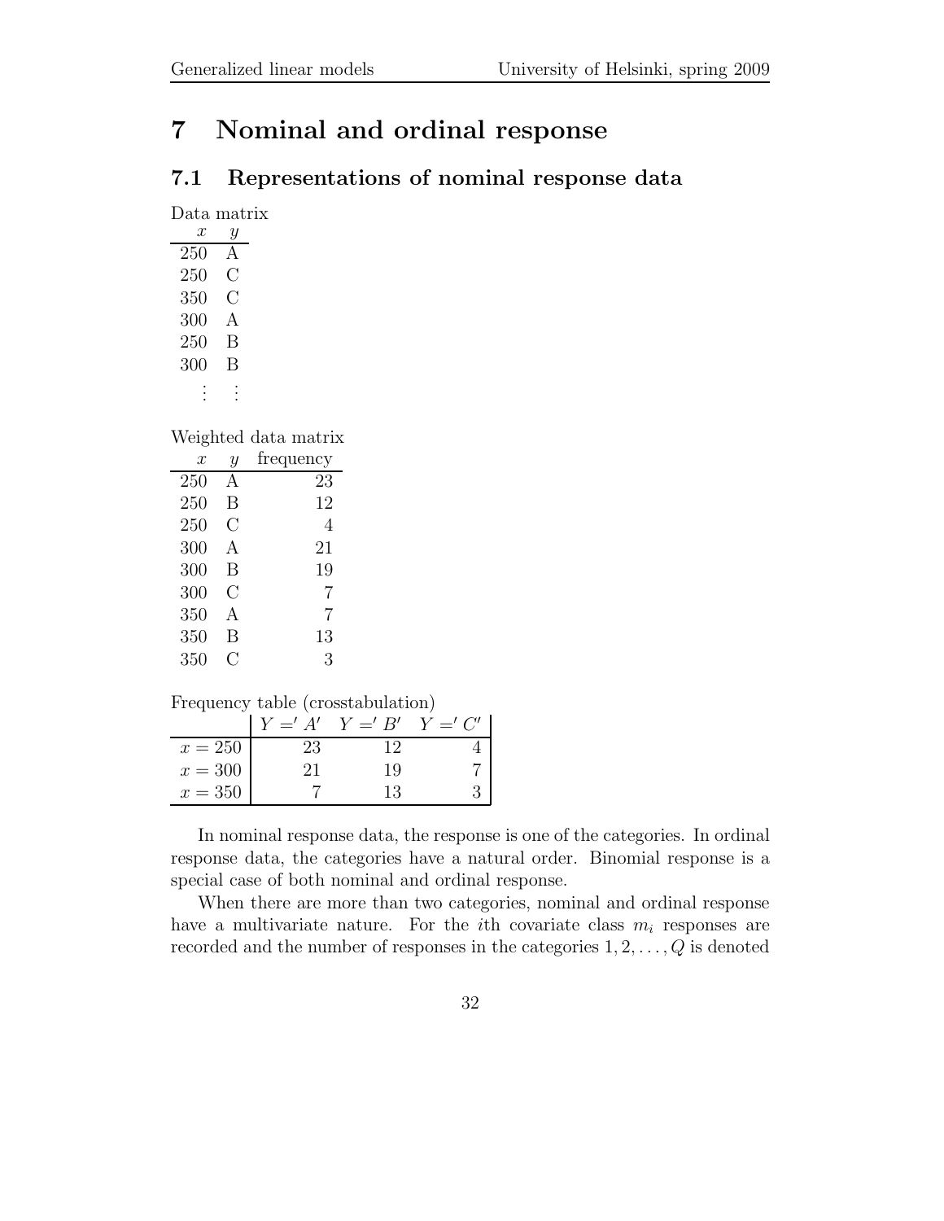# 7 Nominal and ordinal response

## 7.1 Representations of nominal response data

Data matrix

| $x$ | $y$ |
|---|---|
| 250 | A |
| 250 | C |
| 350 | C |
| 300 | A |
| 250 | B |
| 300 | B |
| ⋮ | ⋮ |

Weighted data matrix

| $x$ | $y$ | frequency |
|---|---|---|
| 250 | A | 23 |
| 250 | B | 12 |
| 250 | C | 4 |
| 300 | A | 21 |
| 300 | B | 19 |
| 300 | C | 7 |
| 350 | A | 7 |
| 350 | B | 13 |
| 350 | C | 3 |

Frequency table (crosstabulation)

| | $Y ='A'$ | $Y ='B'$ | $Y ='C'$ |
|---|---|---|---|
| $x = 250$ | 23 | 12 | 4 |
| $x = 300$ | 21 | 19 | 7 |
| $x = 350$ | 7 | 13 | 3 |

In nominal response data, the response is one of the categories. In ordinal response data, the categories have a natural order. Binomial response is a special case of both nominal and ordinal response.

When there are more than two categories, nominal and ordinal response have a multivariate nature. For the $i$th covariate class $m_i$ responses are recorded and the number of responses in the categories $1, 2, \dots, Q$ is denoted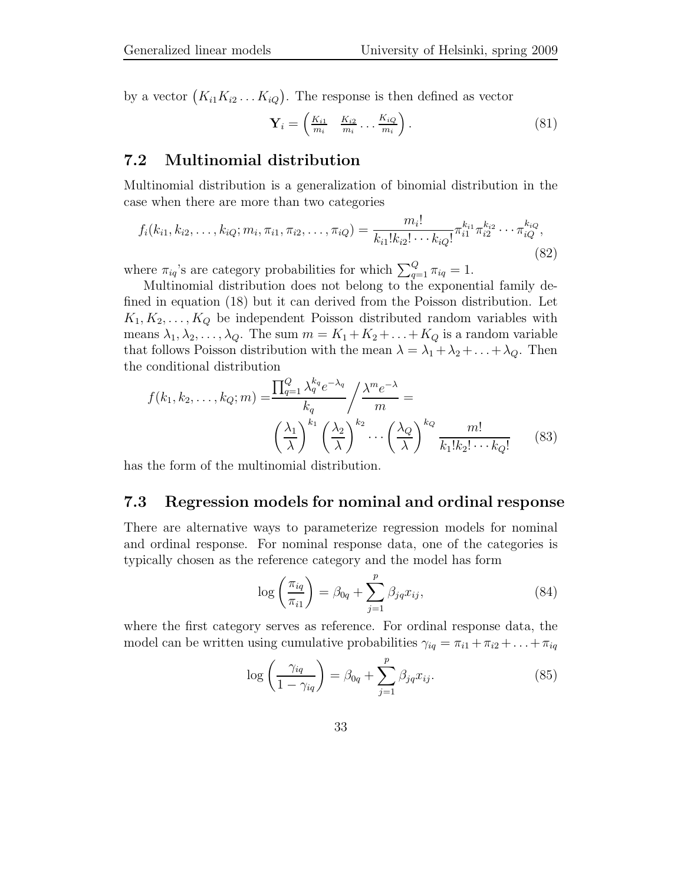by a vector $\left(K_{i1}K_{i2}\ldots K_{iQ}\right)$. The response is then defined as vector

$$
\mathbf{Y}_i = \left(\frac{K_{i1}}{m_i} \quad \frac{K_{i2}}{m_i} \ldots \frac{K_{iQ}}{m_i}\right). \tag{81}
$$

## 7.2 Multinomial distribution

Multinomial distribution is a generalization of binomial distribution in the case when there are more than two categories

$$
f_i(k_{i1}, k_{i2}, \ldots, k_{iQ}; m_i, \pi_{i1}, \pi_{i2}, \ldots, \pi_{iQ}) = \frac{m_i!}{k_{i1}!k_{i2}!\cdots k_{iQ}!}\pi_{i1}^{k_{i1}}\pi_{i2}^{k_{i2}}\cdots\pi_{iQ}^{k_{iQ}}, \tag{82}
$$

where $\pi_{iq}$'s are category probabilities for which $\sum_{q=1}^{Q}\pi_{iq} = 1$.

Multinomial distribution does not belong to the exponential family defined in equation (18) but it can derived from the Poisson distribution. Let $K_1, K_2, \ldots, K_Q$ be independent Poisson distributed random variables with means $\lambda_1, \lambda_2, \ldots, \lambda_Q$. The sum $m = K_1 + K_2 + \ldots + K_Q$ is a random variable that follows Poisson distribution with the mean $\lambda = \lambda_1 + \lambda_2 + \ldots + \lambda_Q$. Then the conditional distribution

$$
\begin{aligned}
f(k_1, k_2, \ldots, k_Q; m) = & \frac{\prod_{q=1}^{Q}\lambda_q^{k_q}e^{-\lambda_q}}{k_q} \Bigg/ \frac{\lambda^m e^{-\lambda}}{m} = \\
& \left(\frac{\lambda_1}{\lambda}\right)^{k_1}\left(\frac{\lambda_2}{\lambda}\right)^{k_2}\cdots\left(\frac{\lambda_Q}{\lambda}\right)^{k_Q}\frac{m!}{k_1!k_2!\cdots k_Q!}
\end{aligned} \tag{83}
$$

has the form of the multinomial distribution.

## 7.3 Regression models for nominal and ordinal response

There are alternative ways to parameterize regression models for nominal and ordinal response. For nominal response data, one of the categories is typically chosen as the reference category and the model has form

$$
\log\left(\frac{\pi_{iq}}{\pi_{i1}}\right) = \beta_{0q} + \sum_{j=1}^{p}\beta_{jq}x_{ij}, \tag{84}
$$

where the first category serves as reference. For ordinal response data, the model can be written using cumulative probabilities $\gamma_{iq} = \pi_{i1} + \pi_{i2} + \ldots + \pi_{iq}$

$$
\log\left(\frac{\gamma_{iq}}{1 - \gamma_{iq}}\right) = \beta_{0q} + \sum_{j=1}^{p}\beta_{jq}x_{ij}. \tag{85}
$$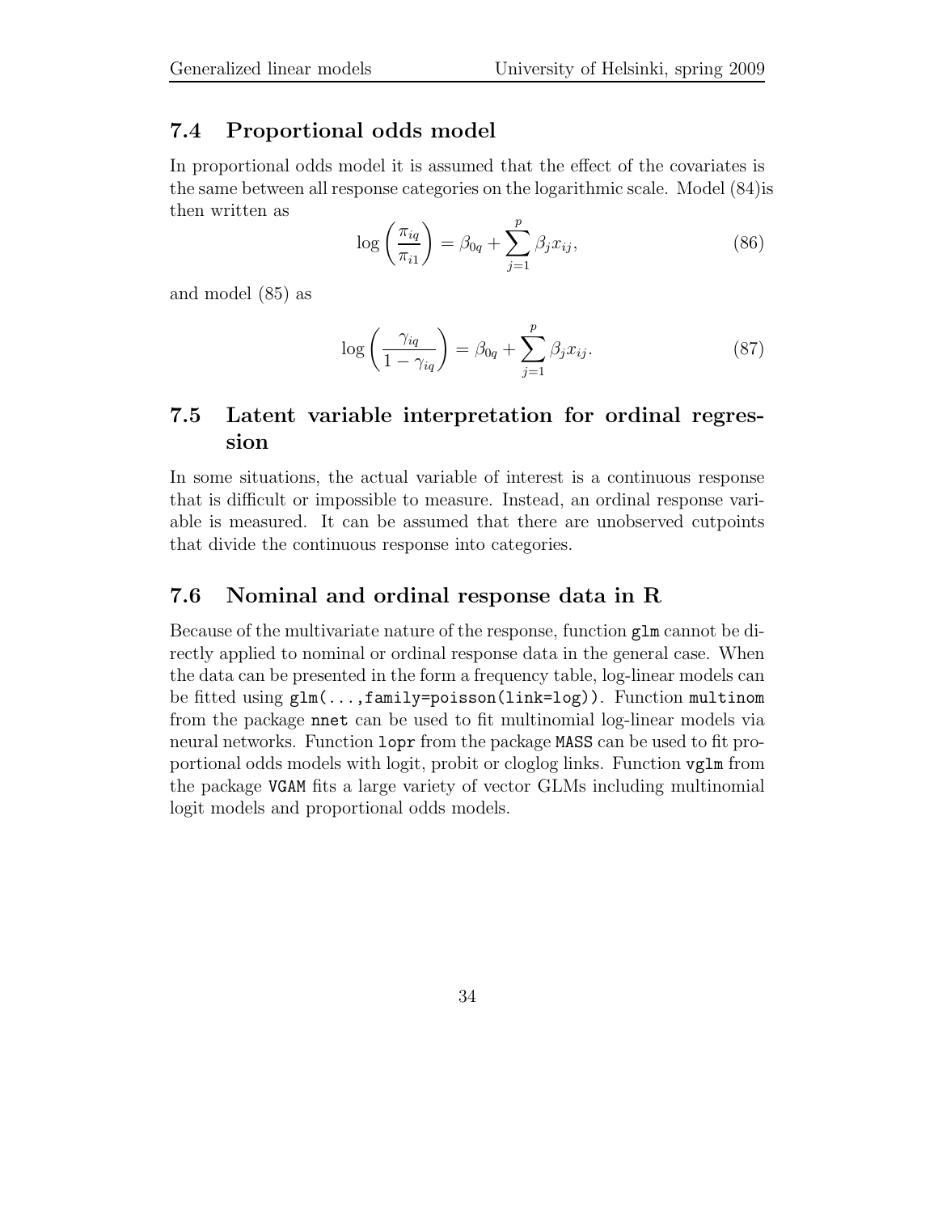## 7.4 Proportional odds model

In proportional odds model it is assumed that the effect of the covariates is the same between all response categories on the logarithmic scale. Model (84)is then written as

$$\log\left(\frac{\pi_{iq}}{\pi_{i1}}\right) = \beta_{0q} + \sum_{j=1}^{p} \beta_j x_{ij}, \tag{86}$$

and model (85) as

$$\log\left(\frac{\gamma_{iq}}{1-\gamma_{iq}}\right) = \beta_{0q} + \sum_{j=1}^{p} \beta_j x_{ij}. \tag{87}$$

## 7.5 Latent variable interpretation for ordinal regression

In some situations, the actual variable of interest is a continuous response that is difficult or impossible to measure. Instead, an ordinal response variable is measured. It can be assumed that there are unobserved cutpoints that divide the continuous response into categories.

## 7.6 Nominal and ordinal response data in R

Because of the multivariate nature of the response, function `glm` cannot be directly applied to nominal or ordinal response data in the general case. When the data can be presented in the form a frequency table, log-linear models can be fitted using `glm(...,family=poisson(link=log))`. Function `multinom` from the package `nnet` can be used to fit multinomial log-linear models via neural networks. Function `lopr` from the package `MASS` can be used to fit proportional odds models with logit, probit or cloglog links. Function `vglm` from the package `VGAM` fits a large variety of vector GLMs including multinomial logit models and proportional odds models.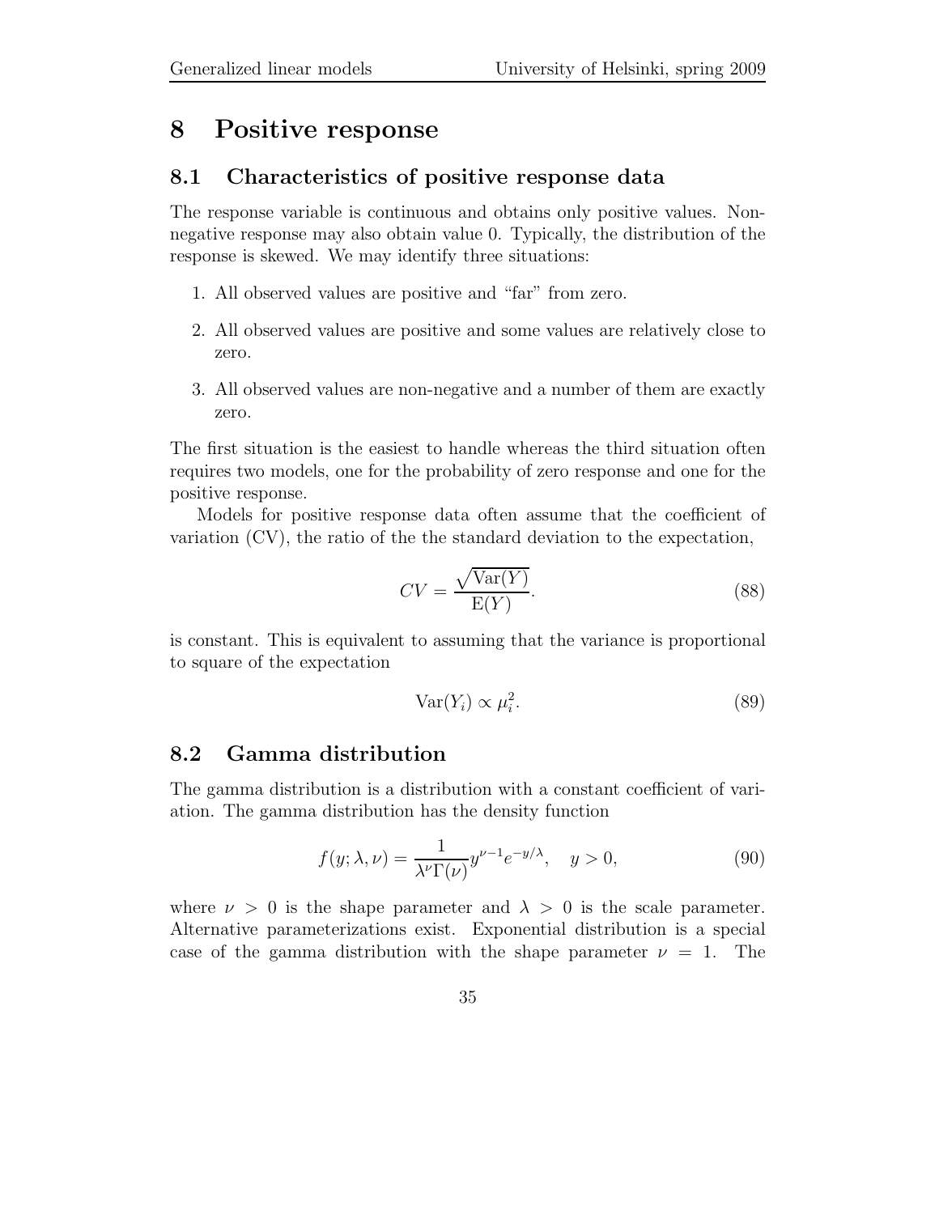# 8 Positive response

## 8.1 Characteristics of positive response data

The response variable is continuous and obtains only positive values. Non-negative response may also obtain value 0. Typically, the distribution of the response is skewed. We may identify three situations:

1. All observed values are positive and "far" from zero.
2. All observed values are positive and some values are relatively close to zero.
3. All observed values are non-negative and a number of them are exactly zero.

The first situation is the easiest to handle whereas the third situation often requires two models, one for the probability of zero response and one for the positive response.

Models for positive response data often assume that the coefficient of variation (CV), the ratio of the the standard deviation to the expectation,

$$CV = \frac{\sqrt{\mathrm{Var}(Y)}}{\mathrm{E}(Y)}. \tag{88}$$

is constant. This is equivalent to assuming that the variance is proportional to square of the expectation

$$\mathrm{Var}(Y_i) \propto \mu_i^2. \tag{89}$$

## 8.2 Gamma distribution

The gamma distribution is a distribution with a constant coefficient of variation. The gamma distribution has the density function

$$f(y; \lambda, \nu) = \frac{1}{\lambda^\nu \Gamma(\nu)} y^{\nu-1} e^{-y/\lambda}, \quad y > 0, \tag{90}$$

where $\nu > 0$ is the shape parameter and $\lambda > 0$ is the scale parameter. Alternative parameterizations exist. Exponential distribution is a special case of the gamma distribution with the shape parameter $\nu = 1$. The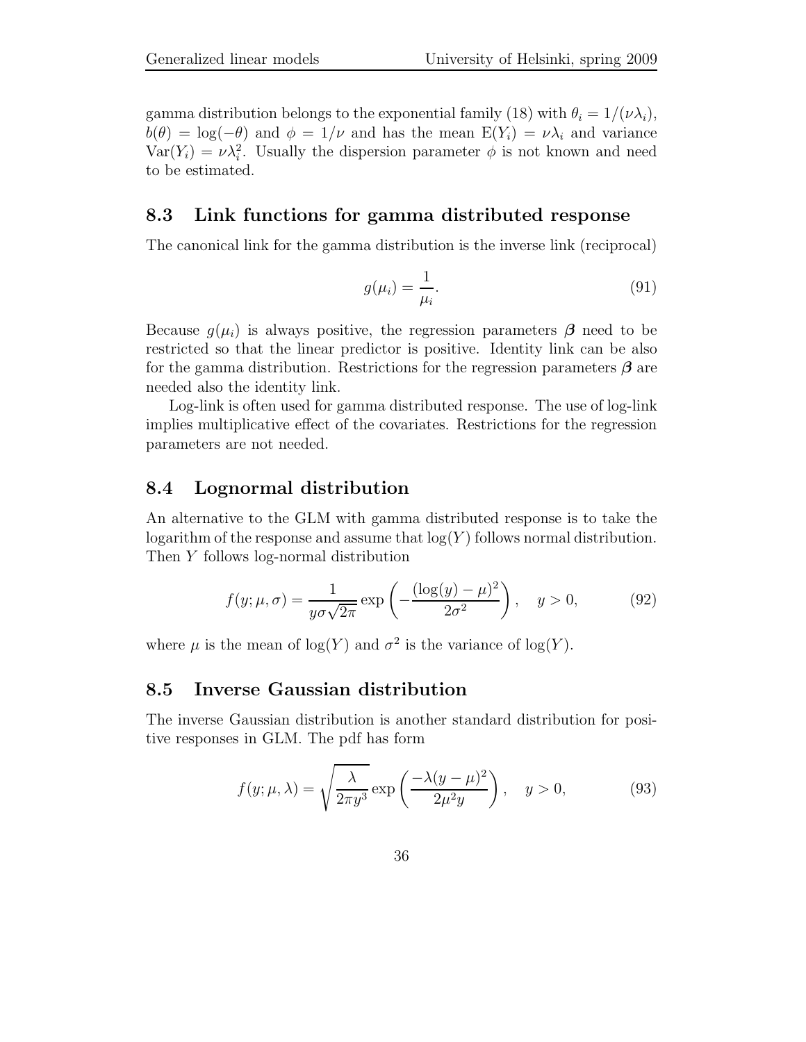gamma distribution belongs to the exponential family (18) with $\theta_i = 1/(\nu\lambda_i)$, $b(\theta) = \log(-\theta)$ and $\phi = 1/\nu$ and has the mean $\mathrm{E}(Y_i) = \nu\lambda_i$ and variance $\mathrm{Var}(Y_i) = \nu\lambda_i^2$. Usually the dispersion parameter $\phi$ is not known and need to be estimated.

## 8.3 Link functions for gamma distributed response

The canonical link for the gamma distribution is the inverse link (reciprocal)

$$g(\mu_i) = \frac{1}{\mu_i}. \tag{91}$$

Because $g(\mu_i)$ is always positive, the regression parameters $\boldsymbol{\beta}$ need to be restricted so that the linear predictor is positive. Identity link can be also for the gamma distribution. Restrictions for the regression parameters $\boldsymbol{\beta}$ are needed also the identity link.

Log-link is often used for gamma distributed response. The use of log-link implies multiplicative effect of the covariates. Restrictions for the regression parameters are not needed.

## 8.4 Lognormal distribution

An alternative to the GLM with gamma distributed response is to take the logarithm of the response and assume that $\log(Y)$ follows normal distribution. Then $Y$ follows log-normal distribution

$$f(y; \mu, \sigma) = \frac{1}{y\sigma\sqrt{2\pi}} \exp\left(-\frac{(\log(y) - \mu)^2}{2\sigma^2}\right), \quad y > 0, \tag{92}$$

where $\mu$ is the mean of $\log(Y)$ and $\sigma^2$ is the variance of $\log(Y)$.

## 8.5 Inverse Gaussian distribution

The inverse Gaussian distribution is another standard distribution for positive responses in GLM. The pdf has form

$$f(y; \mu, \lambda) = \sqrt{\frac{\lambda}{2\pi y^3}} \exp\left(\frac{-\lambda(y - \mu)^2}{2\mu^2 y}\right), \quad y > 0, \tag{93}$$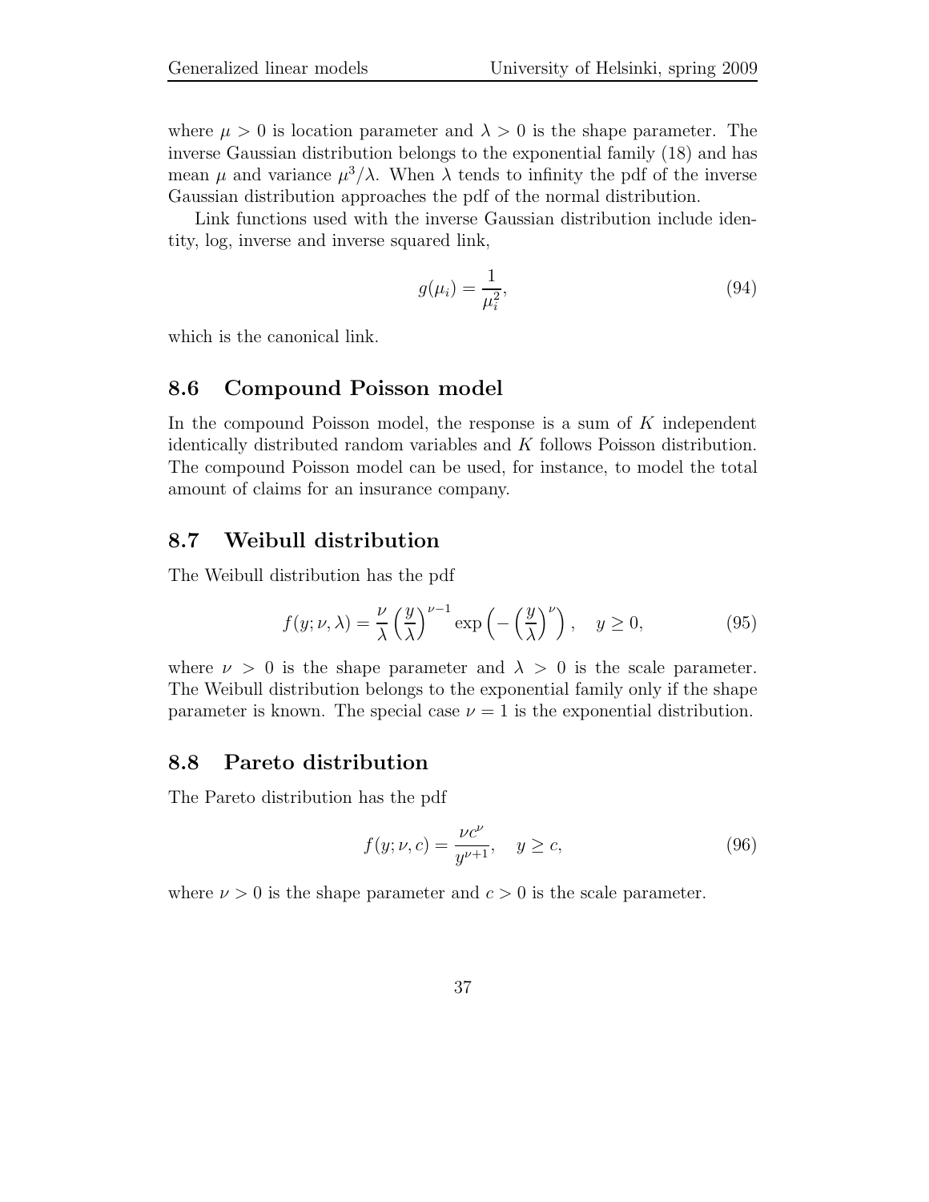where $\mu > 0$ is location parameter and $\lambda > 0$ is the shape parameter. The inverse Gaussian distribution belongs to the exponential family (18) and has mean $\mu$ and variance $\mu^3/\lambda$. When $\lambda$ tends to infinity the pdf of the inverse Gaussian distribution approaches the pdf of the normal distribution.

Link functions used with the inverse Gaussian distribution include identity, log, inverse and inverse squared link,

$$g(\mu_i) = \frac{1}{\mu_i^2}, \tag{94}$$

which is the canonical link.

## 8.6 Compound Poisson model

In the compound Poisson model, the response is a sum of $K$ independent identically distributed random variables and $K$ follows Poisson distribution. The compound Poisson model can be used, for instance, to model the total amount of claims for an insurance company.

## 8.7 Weibull distribution

The Weibull distribution has the pdf

$$f(y; \nu, \lambda) = \frac{\nu}{\lambda} \left(\frac{y}{\lambda}\right)^{\nu-1} \exp\left(-\left(\frac{y}{\lambda}\right)^{\nu}\right), \quad y \geq 0, \tag{95}$$

where $\nu > 0$ is the shape parameter and $\lambda > 0$ is the scale parameter. The Weibull distribution belongs to the exponential family only if the shape parameter is known. The special case $\nu = 1$ is the exponential distribution.

## 8.8 Pareto distribution

The Pareto distribution has the pdf

$$f(y; \nu, c) = \frac{\nu c^{\nu}}{y^{\nu+1}}, \quad y \geq c, \tag{96}$$

where $\nu > 0$ is the shape parameter and $c > 0$ is the scale parameter.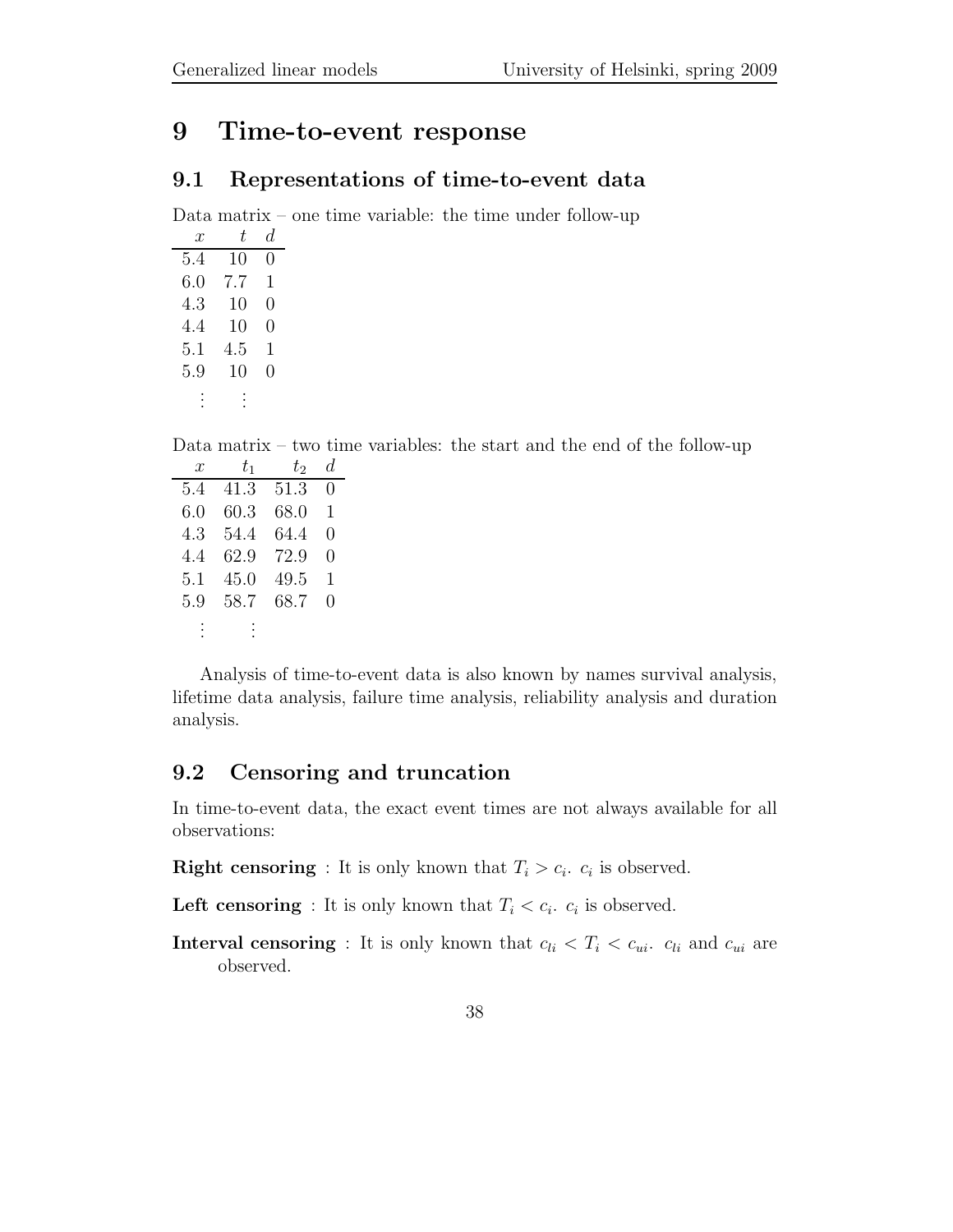# 9 Time-to-event response

## 9.1 Representations of time-to-event data

Data matrix – one time variable: the time under follow-up

| $x$ | $t$ | $d$ |
|---|---|---|
| 5.4 | 10 | 0 |
| 6.0 | 7.7 | 1 |
| 4.3 | 10 | 0 |
| 4.4 | 10 | 0 |
| 5.1 | 4.5 | 1 |
| 5.9 | 10 | 0 |
| ⋮ | ⋮ | |

Data matrix – two time variables: the start and the end of the follow-up

| $x$ | $t_1$ | $t_2$ | $d$ |
|---|---|---|---|
| 5.4 | 41.3 | 51.3 | 0 |
| 6.0 | 60.3 | 68.0 | 1 |
| 4.3 | 54.4 | 64.4 | 0 |
| 4.4 | 62.9 | 72.9 | 0 |
| 5.1 | 45.0 | 49.5 | 1 |
| 5.9 | 58.7 | 68.7 | 0 |
| ⋮ | ⋮ | | |

Analysis of time-to-event data is also known by names survival analysis, lifetime data analysis, failure time analysis, reliability analysis and duration analysis.

## 9.2 Censoring and truncation

In time-to-event data, the exact event times are not always available for all observations:

**Right censoring** : It is only known that $T_i > c_i$. $c_i$ is observed.

**Left censoring** : It is only known that $T_i < c_i$. $c_i$ is observed.

**Interval censoring** : It is only known that $c_{li} < T_i < c_{ui}$. $c_{li}$ and $c_{ui}$ are observed.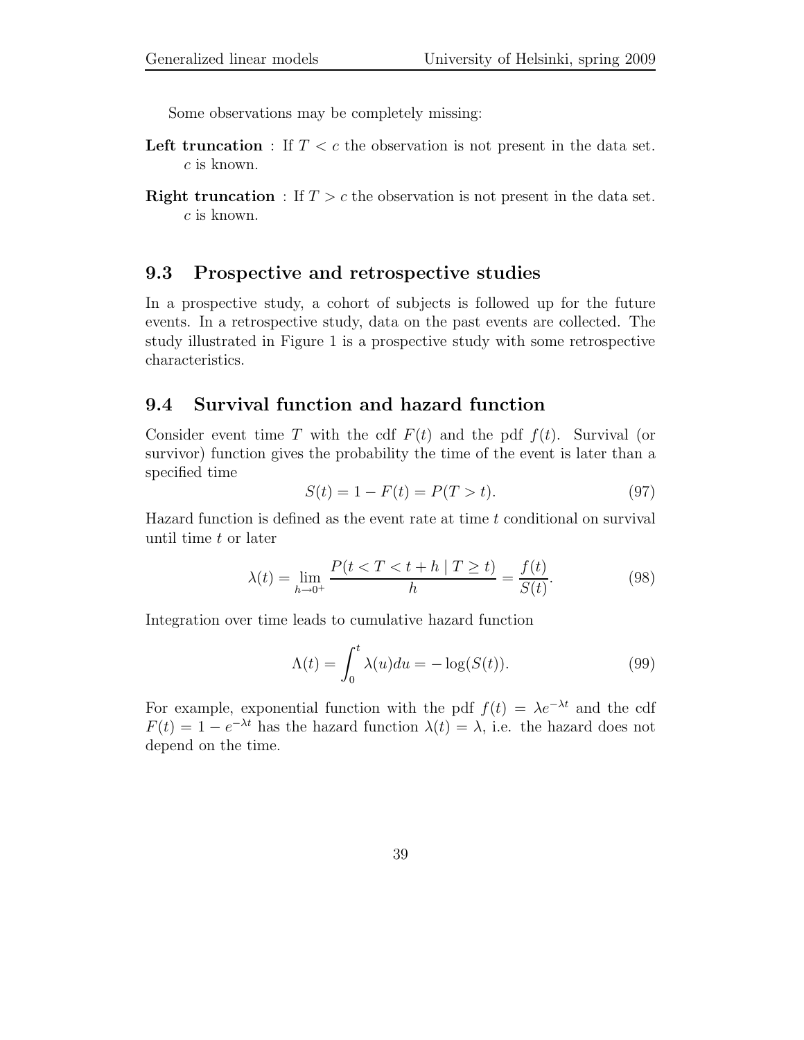Some observations may be completely missing:

**Left truncation** : If $T < c$ the observation is not present in the data set. $c$ is known.

**Right truncation** : If $T > c$ the observation is not present in the data set. $c$ is known.

## 9.3 Prospective and retrospective studies

In a prospective study, a cohort of subjects is followed up for the future events. In a retrospective study, data on the past events are collected. The study illustrated in Figure 1 is a prospective study with some retrospective characteristics.

## 9.4 Survival function and hazard function

Consider event time $T$ with the cdf $F(t)$ and the pdf $f(t)$. Survival (or survivor) function gives the probability the time of the event is later than a specified time

$$S(t) = 1 - F(t) = P(T > t). \tag{97}$$

Hazard function is defined as the event rate at time $t$ conditional on survival until time $t$ or later

$$\lambda(t) = \lim_{h \to 0^+} \frac{P(t < T < t + h \mid T \geq t)}{h} = \frac{f(t)}{S(t)}. \tag{98}$$

Integration over time leads to cumulative hazard function

$$\Lambda(t) = \int_0^t \lambda(u) du = -\log(S(t)). \tag{99}$$

For example, exponential function with the pdf $f(t) = \lambda e^{-\lambda t}$ and the cdf $F(t) = 1 - e^{-\lambda t}$ has the hazard function $\lambda(t) = \lambda$, i.e. the hazard does not depend on the time.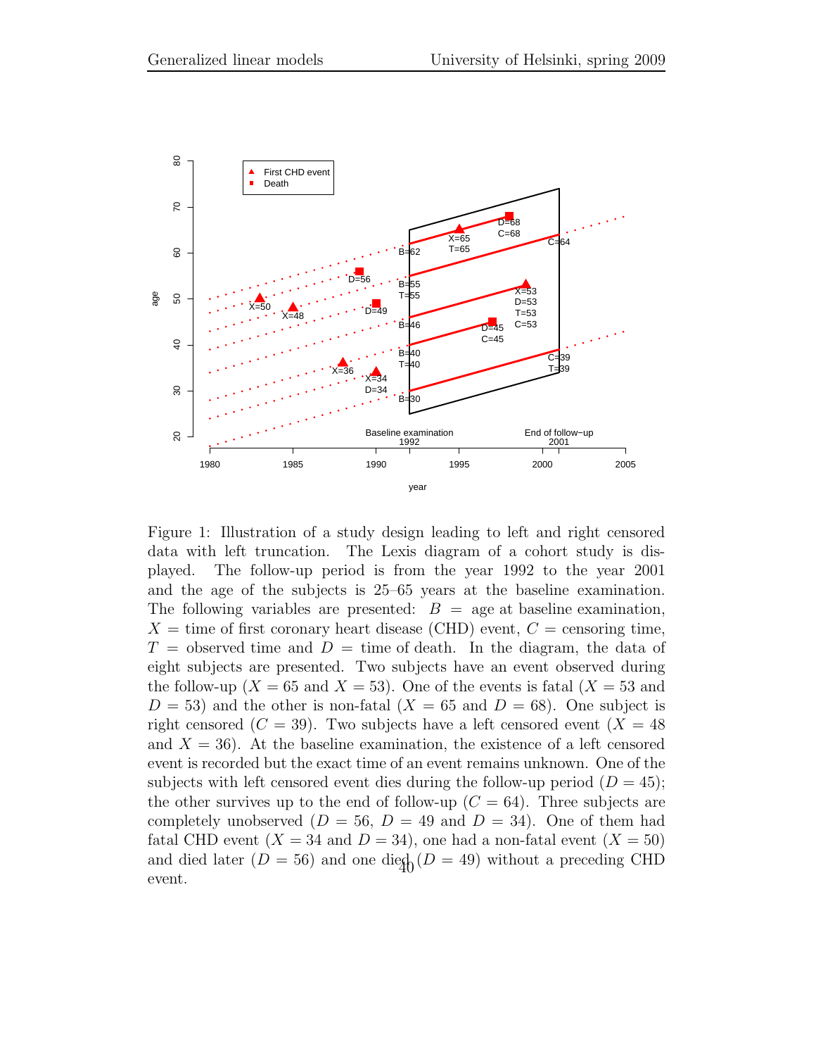First CHD event
Death

age

80
70
60
50
40
30
20

X=50
X=48
D=56
D=49
X=36
X=34
D=34
B=62
X=65
T=65
D=68
C=68
C=64
B=55
T=55
X=53
D=53
T=53
C=53
B=46
D=45
C=45
B=40
T=40
C=39
T=39
B=30

Baseline examination
1992

End of follow−up
2001

1980 1985 1990 1995 2000 2005

year

Figure 1: Illustration of a study design leading to left and right censored data with left truncation. The Lexis diagram of a cohort study is displayed. The follow-up period is from the year 1992 to the year 2001 and the age of the subjects is 25–65 years at the baseline examination. The following variables are presented: $B$ = age at baseline examination, $X$ = time of first coronary heart disease (CHD) event, $C$ = censoring time, $T$ = observed time and $D$ = time of death. In the diagram, the data of eight subjects are presented. Two subjects have an event observed during the follow-up ($X = 65$ and $X = 53$). One of the events is fatal ($X = 53$ and $D = 53$) and the other is non-fatal ($X = 65$ and $D = 68$). One subject is right censored ($C = 39$). Two subjects have a left censored event ($X = 48$ and $X = 36$). At the baseline examination, the existence of a left censored event is recorded but the exact time of an event remains unknown. One of the subjects with left censored event dies during the follow-up period ($D = 45$); the other survives up to the end of follow-up ($C = 64$). Three subjects are completely unobserved ($D = 56$, $D = 49$ and $D = 34$). One of them had fatal CHD event ($X = 34$ and $D = 34$), one had a non-fatal event ($X = 50$) and died later ($D = 56$) and one died ($D = 49$) without a preceding CHD event.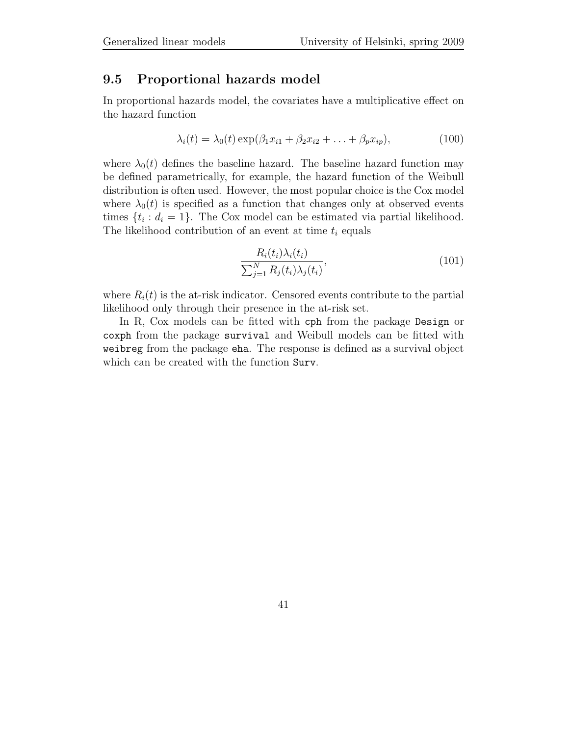## 9.5 Proportional hazards model

In proportional hazards model, the covariates have a multiplicative effect on the hazard function

$$\lambda_i(t) = \lambda_0(t) \exp(\beta_1 x_{i1} + \beta_2 x_{i2} + \ldots + \beta_p x_{ip}), \tag{100}$$

where $\lambda_0(t)$ defines the baseline hazard. The baseline hazard function may be defined parametrically, for example, the hazard function of the Weibull distribution is often used. However, the most popular choice is the Cox model where $\lambda_0(t)$ is specified as a function that changes only at observed events times $\{t_i : d_i = 1\}$. The Cox model can be estimated via partial likelihood. The likelihood contribution of an event at time $t_i$ equals

$$\frac{R_i(t_i)\lambda_i(t_i)}{\sum_{j=1}^{N} R_j(t_i)\lambda_j(t_i)}, \tag{101}$$

where $R_i(t)$ is the at-risk indicator. Censored events contribute to the partial likelihood only through their presence in the at-risk set.

In R, Cox models can be fitted with `cph` from the package `Design` or `coxph` from the package `survival` and Weibull models can be fitted with `weibreg` from the package `eha`. The response is defined as a survival object which can be created with the function `Surv`.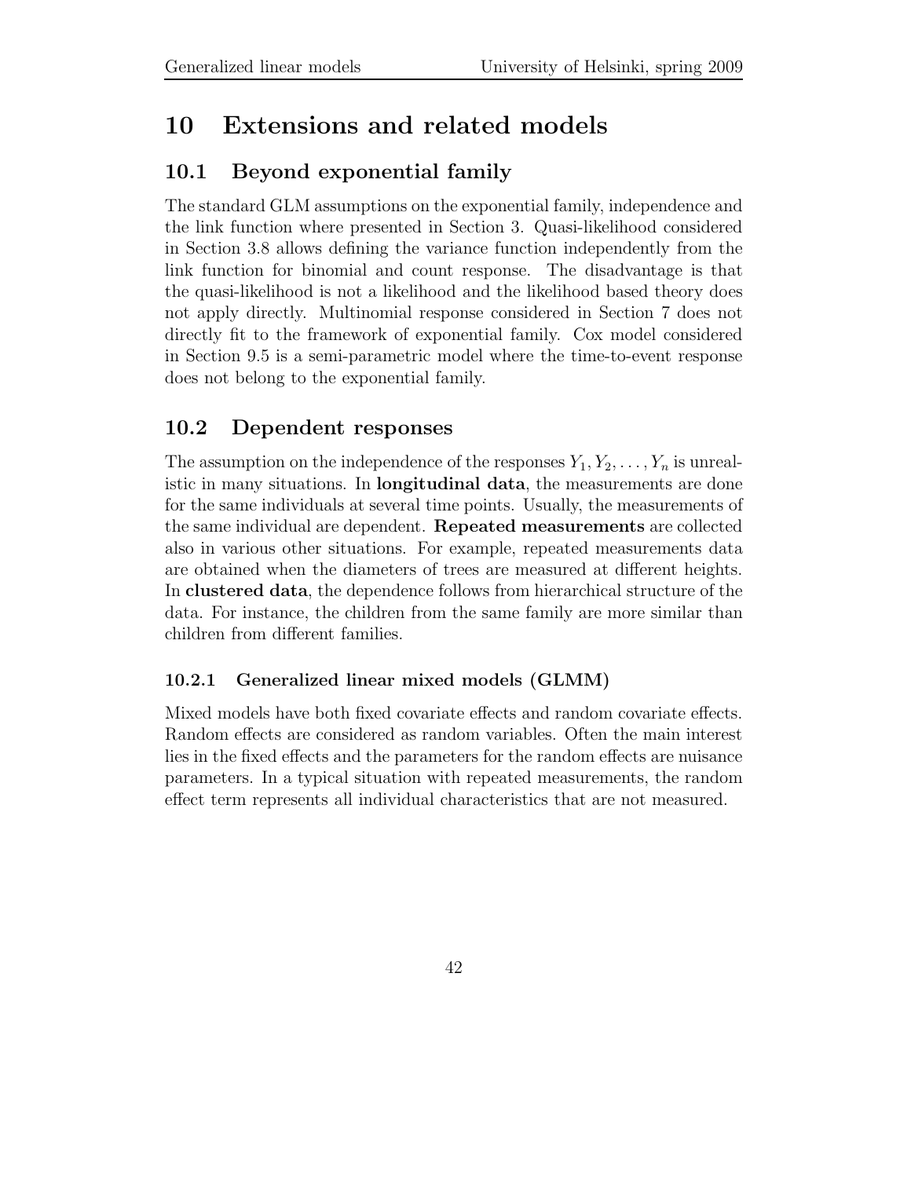# 10 Extensions and related models

## 10.1 Beyond exponential family

The standard GLM assumptions on the exponential family, independence and the link function where presented in Section 3. Quasi-likelihood considered in Section 3.8 allows defining the variance function independently from the link function for binomial and count response. The disadvantage is that the quasi-likelihood is not a likelihood and the likelihood based theory does not apply directly. Multinomial response considered in Section 7 does not directly fit to the framework of exponential family. Cox model considered in Section 9.5 is a semi-parametric model where the time-to-event response does not belong to the exponential family.

## 10.2 Dependent responses

The assumption on the independence of the responses $Y_1, Y_2, \ldots, Y_n$ is unrealistic in many situations. In **longitudinal data**, the measurements are done for the same individuals at several time points. Usually, the measurements of the same individual are dependent. **Repeated measurements** are collected also in various other situations. For example, repeated measurements data are obtained when the diameters of trees are measured at different heights. In **clustered data**, the dependence follows from hierarchical structure of the data. For instance, the children from the same family are more similar than children from different families.

### 10.2.1 Generalized linear mixed models (GLMM)

Mixed models have both fixed covariate effects and random covariate effects. Random effects are considered as random variables. Often the main interest lies in the fixed effects and the parameters for the random effects are nuisance parameters. In a typical situation with repeated measurements, the random effect term represents all individual characteristics that are not measured.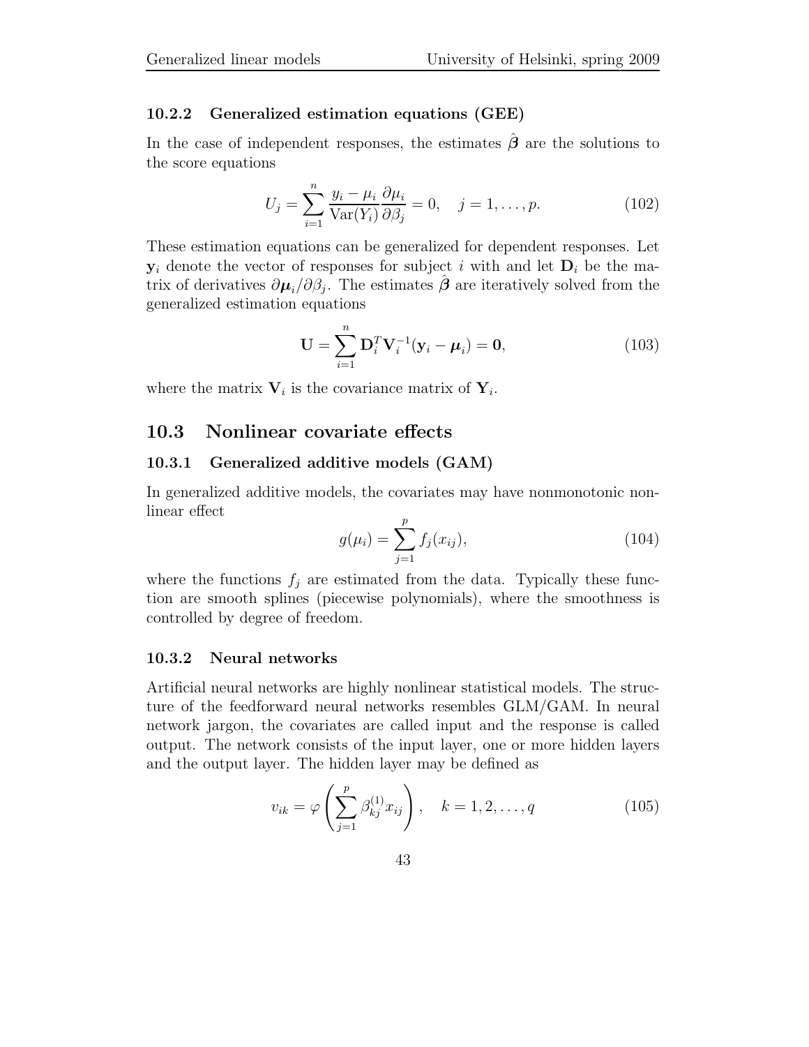### 10.2.2 Generalized estimation equations (GEE)

In the case of independent responses, the estimates $\hat{\boldsymbol{\beta}}$ are the solutions to the score equations

$$U_j = \sum_{i=1}^{n} \frac{y_i - \mu_i}{\mathrm{Var}(Y_i)} \frac{\partial \mu_i}{\partial \beta_j} = 0, \quad j = 1, \ldots, p. \tag{102}$$

These estimation equations can be generalized for dependent responses. Let $\mathbf{y}_i$ denote the vector of responses for subject $i$ with and let $\mathbf{D}_i$ be the matrix of derivatives $\partial \boldsymbol{\mu}_i / \partial \beta_j$. The estimates $\hat{\boldsymbol{\beta}}$ are iteratively solved from the generalized estimation equations

$$\mathbf{U} = \sum_{i=1}^{n} \mathbf{D}_i^T \mathbf{V}_i^{-1} (\mathbf{y}_i - \boldsymbol{\mu}_i) = \mathbf{0}, \tag{103}$$

where the matrix $\mathbf{V}_i$ is the covariance matrix of $\mathbf{Y}_i$.

## 10.3 Nonlinear covariate effects

### 10.3.1 Generalized additive models (GAM)

In generalized additive models, the covariates may have nonmonotonic nonlinear effect

$$g(\mu_i) = \sum_{j=1}^{p} f_j(x_{ij}), \tag{104}$$

where the functions $f_j$ are estimated from the data. Typically these function are smooth splines (piecewise polynomials), where the smoothness is controlled by degree of freedom.

### 10.3.2 Neural networks

Artificial neural networks are highly nonlinear statistical models. The structure of the feedforward neural networks resembles GLM/GAM. In neural network jargon, the covariates are called input and the response is called output. The network consists of the input layer, one or more hidden layers and the output layer. The hidden layer may be defined as

$$v_{ik} = \varphi\left( \sum_{j=1}^{p} \beta_{kj}^{(1)} x_{ij} \right), \quad k = 1, 2, \ldots, q \tag{105}$$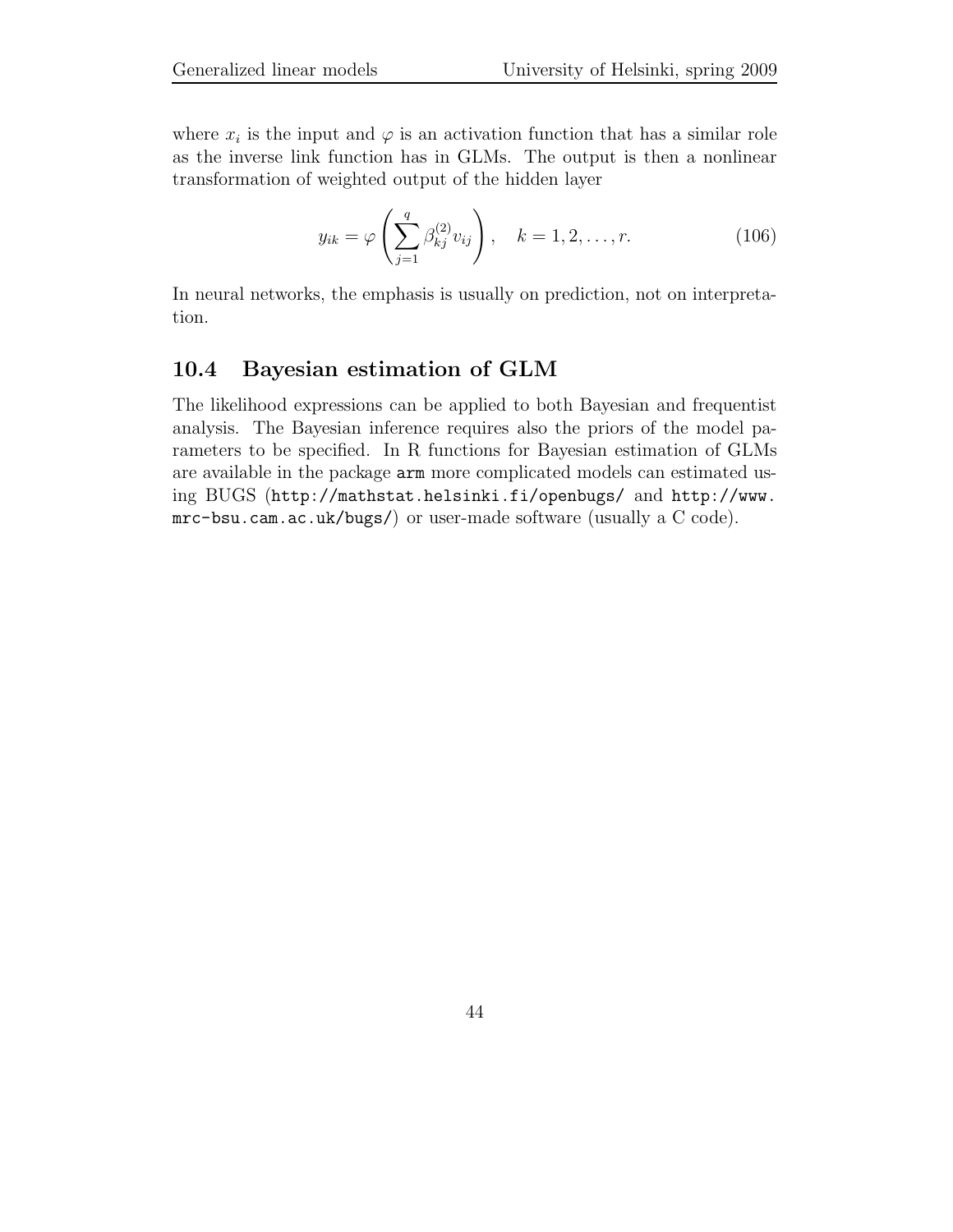where $x_i$ is the input and $\varphi$ is an activation function that has a similar role as the inverse link function has in GLMs. The output is then a nonlinear transformation of weighted output of the hidden layer

$$y_{ik} = \varphi\left(\sum_{j=1}^{q} \beta_{kj}^{(2)} v_{ij}\right), \quad k = 1, 2, \ldots, r. \tag{106}$$

In neural networks, the emphasis is usually on prediction, not on interpretation.

## 10.4 Bayesian estimation of GLM

The likelihood expressions can be applied to both Bayesian and frequentist analysis. The Bayesian inference requires also the priors of the model parameters to be specified. In R functions for Bayesian estimation of GLMs are available in the package `arm` more complicated models can estimated using BUGS (`http://mathstat.helsinki.fi/openbugs/` and `http://www.mrc-bsu.cam.ac.uk/bugs/`) or user-made software (usually a C code).